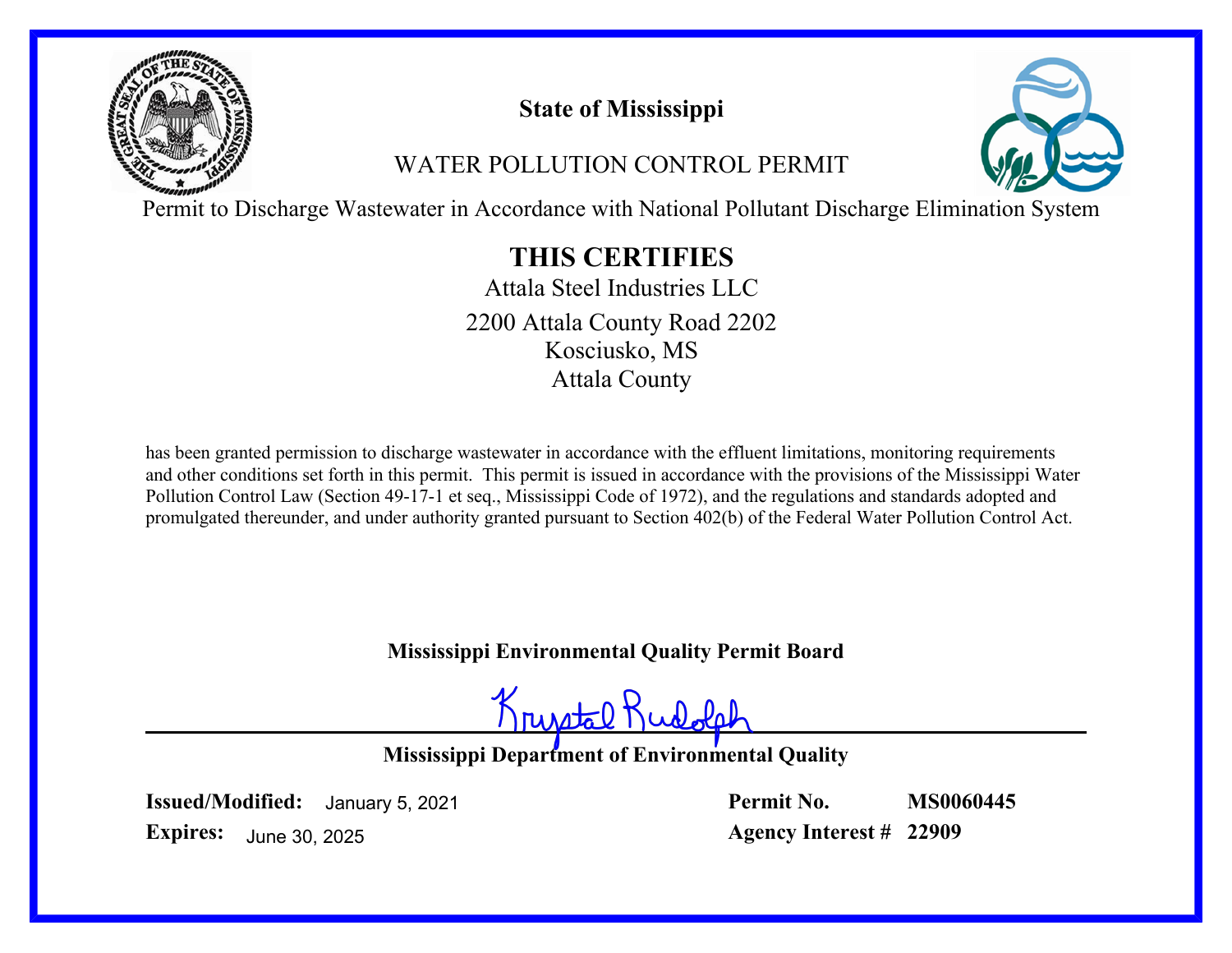# State of Mississippi

## WATER POLLUTION CONTROL PERMIT

Permit to Discharge Wastewater in Accordance with National Pollutant Discharge Elimination System

## THIS CERTIFIES

Attala Steel Industries LLC

2200 Attala County Road 2202
Kosciusko, MS
Attala County

has been granted permission to discharge wastewater in accordance with the effluent limitations, monitoring requirements and other conditions set forth in this permit. This permit is issued in accordance with the provisions of the Mississippi Water Pollution Control Law (Section 49-17-1 et seq., Mississippi Code of 1972), and the regulations and standards adopted and promulgated thereunder, and under authority granted pursuant to Section 402(b) of the Federal Water Pollution Control Act.

**Mississippi Environmental Quality Permit Board**

Krystal Rudolph

**Mississippi Department of Environmental Quality**

**Issued/Modified:** January 5, 2021
**Expires:** June 30, 2025

**Permit No.** **MS0060445**
**Agency Interest #** **22909**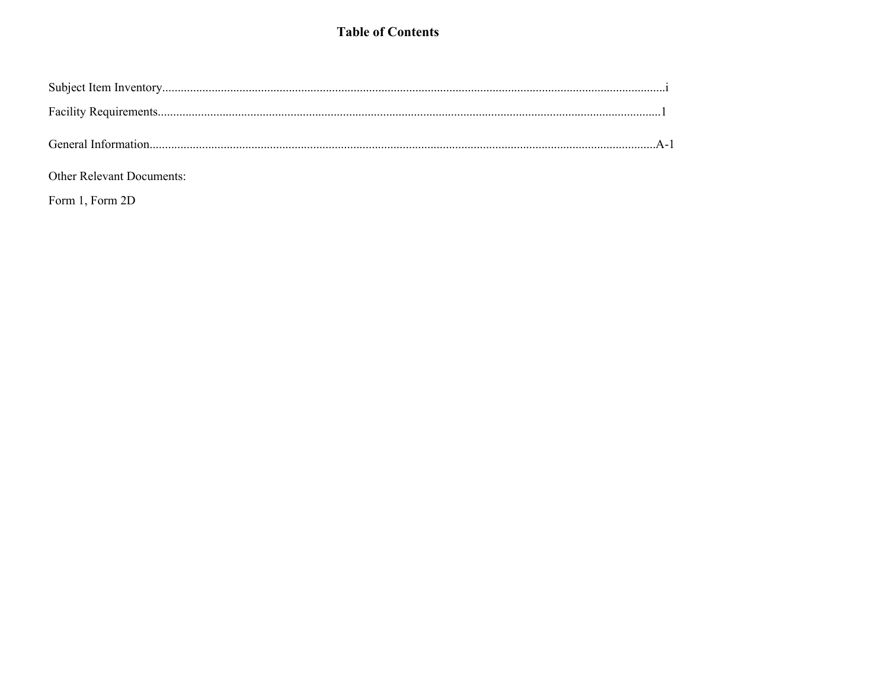# Table of Contents

Subject Item Inventory....................................................................................................................................................i

Facility Requirements....................................................................................................................................................1

General Information....................................................................................................................................................A-1

Other Relevant Documents:

Form 1, Form 2D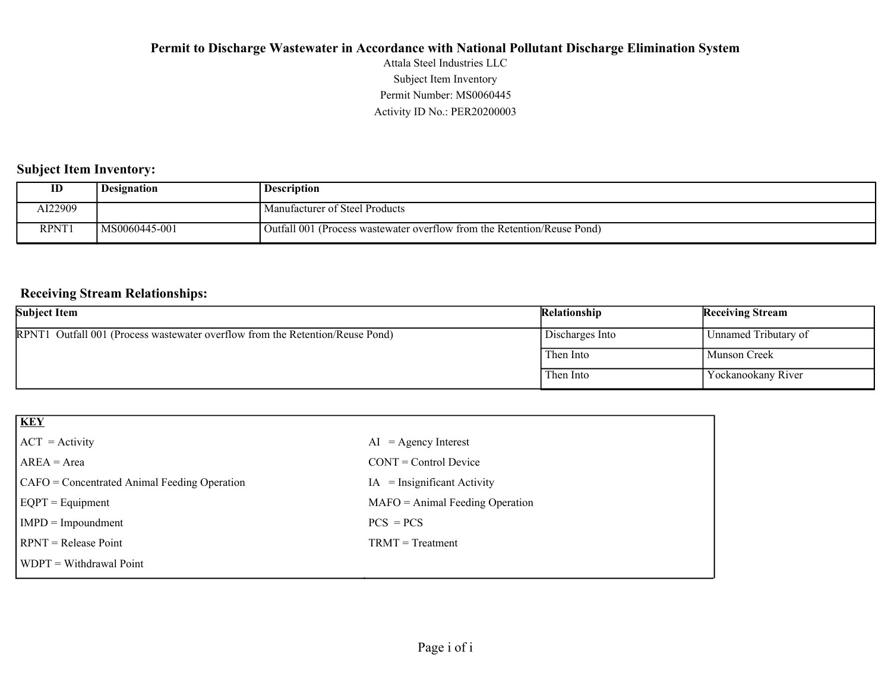**Permit to Discharge Wastewater in Accordance with National Pollutant Discharge Elimination System**

Attala Steel Industries LLC
Subject Item Inventory
Permit Number: MS0060445
Activity ID No.: PER20200003

## Subject Item Inventory:

| ID | Designation | Description |
|---|---|---|
| AI22909 | | Manufacturer of Steel Products |
| RPNT1 | MS0060445-001 | Outfall 001 (Process wastewater overflow from the Retention/Reuse Pond) |

## Receiving Stream Relationships:

| Subject Item | Relationship | Receiving Stream |
|---|---|---|
| RPNT1 Outfall 001 (Process wastewater overflow from the Retention/Reuse Pond) | Discharges Into | Unnamed Tributary of |
| | Then Into | Munson Creek |
| | Then Into | Yockanookany River |

| **KEY** | |
|---|---|
| ACT = Activity | AI = Agency Interest |
| AREA = Area | CONT = Control Device |
| CAFO = Concentrated Animal Feeding Operation | IA = Insignificant Activity |
| EQPT = Equipment | MAFO = Animal Feeding Operation |
| IMPD = Impoundment | PCS = PCS |
| RPNT = Release Point | TRMT = Treatment |
| WDPT = Withdrawal Point | |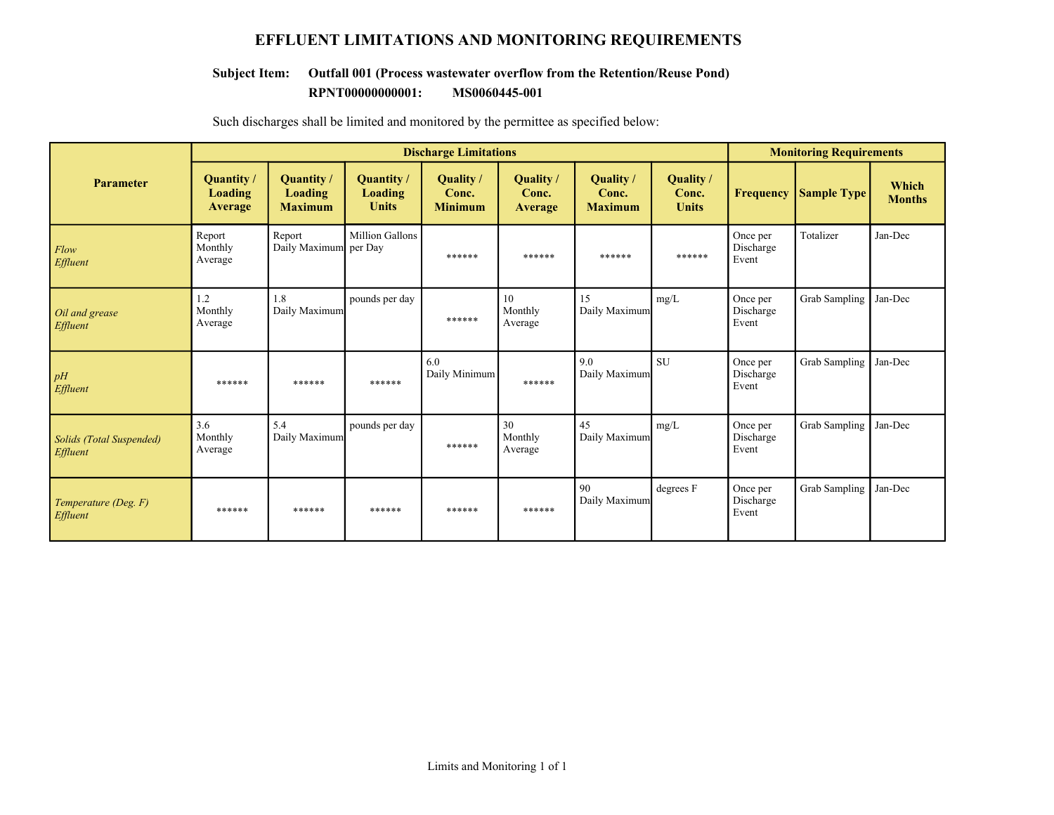# EFFLUENT LIMITATIONS AND MONITORING REQUIREMENTS

**Subject Item: Outfall 001 (Process wastewater overflow from the Retention/Reuse Pond)**
**RPNT00000000001: MS0060445-001**

Such discharges shall be limited and monitored by the permittee as specified below:

| Parameter | Discharge Limitations | | | | | | | Monitoring Requirements | | |
|---|---|---|---|---|---|---|---|---|---|---|
| | Quantity / Loading Average | Quantity / Loading Maximum | Quantity / Loading Units | Quality / Conc. Minimum | Quality / Conc. Average | Quality / Conc. Maximum | Quality / Conc. Units | Frequency | Sample Type | Which Months |
| *Flow Effluent* | Report Monthly Average | Report Daily Maximum | Million Gallons per Day | ****** | ****** | ****** | ****** | Once per Discharge Event | Totalizer | Jan-Dec |
| *Oil and grease Effluent* | 1.2 Monthly Average | 1.8 Daily Maximum | pounds per day | ****** | 10 Monthly Average | 15 Daily Maximum | mg/L | Once per Discharge Event | Grab Sampling | Jan-Dec |
| *pH Effluent* | ****** | ****** | ****** | 6.0 Daily Minimum | ****** | 9.0 Daily Maximum | SU | Once per Discharge Event | Grab Sampling | Jan-Dec |
| *Solids (Total Suspended) Effluent* | 3.6 Monthly Average | 5.4 Daily Maximum | pounds per day | ****** | 30 Monthly Average | 45 Daily Maximum | mg/L | Once per Discharge Event | Grab Sampling | Jan-Dec |
| *Temperature (Deg. F) Effluent* | ****** | ****** | ****** | ****** | ****** | 90 Daily Maximum | degrees F | Once per Discharge Event | Grab Sampling | Jan-Dec |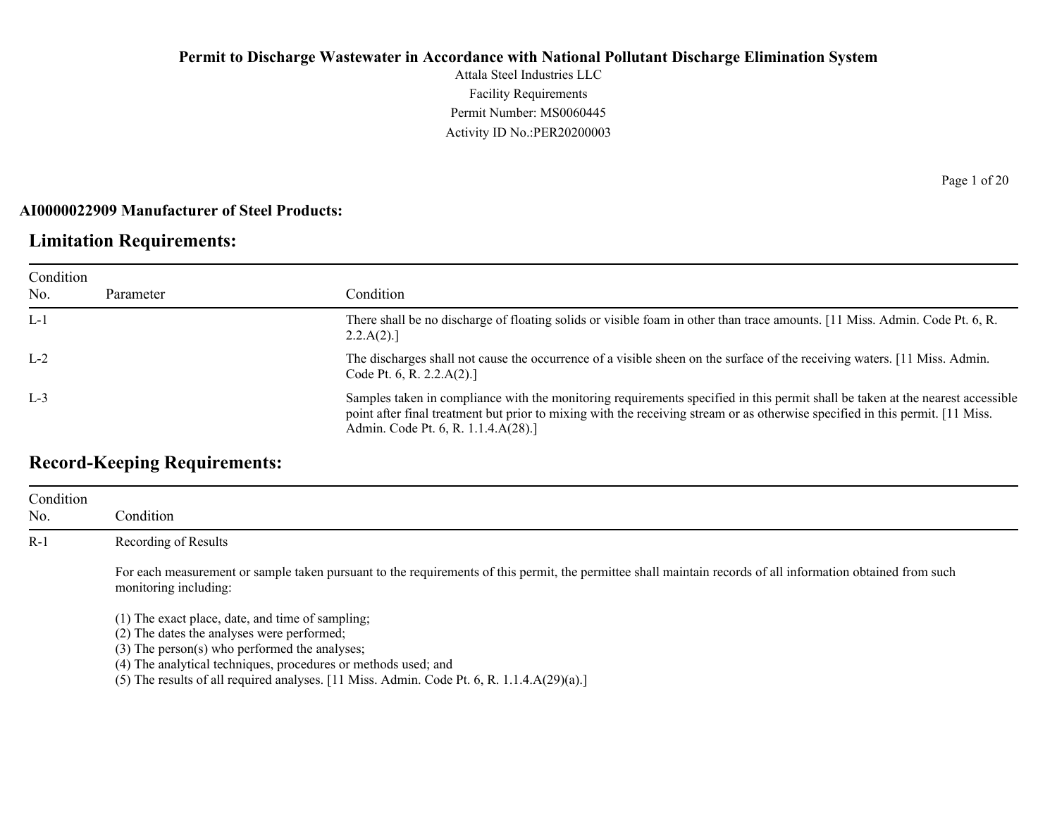**Permit to Discharge Wastewater in Accordance with National Pollutant Discharge Elimination System**

Attala Steel Industries LLC

Facility Requirements

Permit Number: MS0060445

Activity ID No.:PER20200003

**AI0000022909 Manufacturer of Steel Products:**

## Limitation Requirements:

| Condition No. | Parameter | Condition |
|---|---|---|
| L-1 | | There shall be no discharge of floating solids or visible foam in other than trace amounts. [11 Miss. Admin. Code Pt. 6, R. 2.2.A(2).] |
| L-2 | | The discharges shall not cause the occurrence of a visible sheen on the surface of the receiving waters. [11 Miss. Admin. Code Pt. 6, R. 2.2.A(2).] |
| L-3 | | Samples taken in compliance with the monitoring requirements specified in this permit shall be taken at the nearest accessible point after final treatment but prior to mixing with the receiving stream or as otherwise specified in this permit. [11 Miss. Admin. Code Pt. 6, R. 1.1.4.A(28).] |

## Record-Keeping Requirements:

| Condition No. | Condition |
|---|---|
| R-1 | Recording of Results<br><br>For each measurement or sample taken pursuant to the requirements of this permit, the permittee shall maintain records of all information obtained from such monitoring including:<br><br>(1) The exact place, date, and time of sampling;<br>(2) The dates the analyses were performed;<br>(3) The person(s) who performed the analyses;<br>(4) The analytical techniques, procedures or methods used; and<br>(5) The results of all required analyses. [11 Miss. Admin. Code Pt. 6, R. 1.1.4.A(29)(a).] |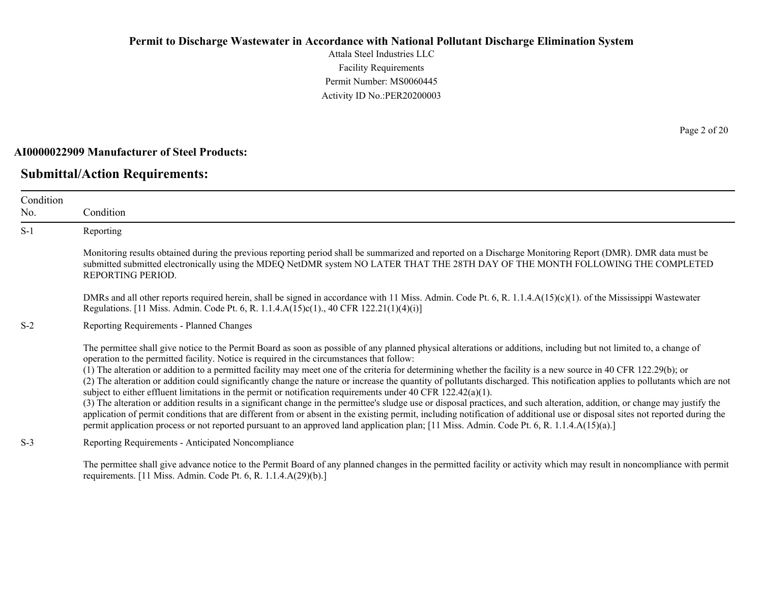# Permit to Discharge Wastewater in Accordance with National Pollutant Discharge Elimination System

Attala Steel Industries LLC

Facility Requirements

Permit Number: MS0060445

Activity ID No.:PER20200003

**AI0000022909 Manufacturer of Steel Products:**

## Submittal/Action Requirements:

| Condition No. | Condition |
|---|---|
| S-1 | Reporting<br><br>Monitoring results obtained during the previous reporting period shall be summarized and reported on a Discharge Monitoring Report (DMR). DMR data must be submitted submitted electronically using the MDEQ NetDMR system NO LATER THAT THE 28TH DAY OF THE MONTH FOLLOWING THE COMPLETED REPORTING PERIOD.<br><br>DMRs and all other reports required herein, shall be signed in accordance with 11 Miss. Admin. Code Pt. 6, R. 1.1.4.A(15)(c)(1). of the Mississippi Wastewater Regulations. [11 Miss. Admin. Code Pt. 6, R. 1.1.4.A(15)c(1)., 40 CFR 122.21(1)(4)(i)] |
| S-2 | Reporting Requirements - Planned Changes<br><br>The permittee shall give notice to the Permit Board as soon as possible of any planned physical alterations or additions, including but not limited to, a change of operation to the permitted facility. Notice is required in the circumstances that follow:<br>(1) The alteration or addition to a permitted facility may meet one of the criteria for determining whether the facility is a new source in 40 CFR 122.29(b); or<br>(2) The alteration or addition could significantly change the nature or increase the quantity of pollutants discharged. This notification applies to pollutants which are not subject to either effluent limitations in the permit or notification requirements under 40 CFR 122.42(a)(1).<br>(3) The alteration or addition results in a significant change in the permittee's sludge use or disposal practices, and such alteration, addition, or change may justify the application of permit conditions that are different from or absent in the existing permit, including notification of additional use or disposal sites not reported during the permit application process or not reported pursuant to an approved land application plan; [11 Miss. Admin. Code Pt. 6, R. 1.1.4.A(15)(a).] |
| S-3 | Reporting Requirements - Anticipated Noncompliance<br><br>The permittee shall give advance notice to the Permit Board of any planned changes in the permitted facility or activity which may result in noncompliance with permit requirements. [11 Miss. Admin. Code Pt. 6, R. 1.1.4.A(29)(b).] |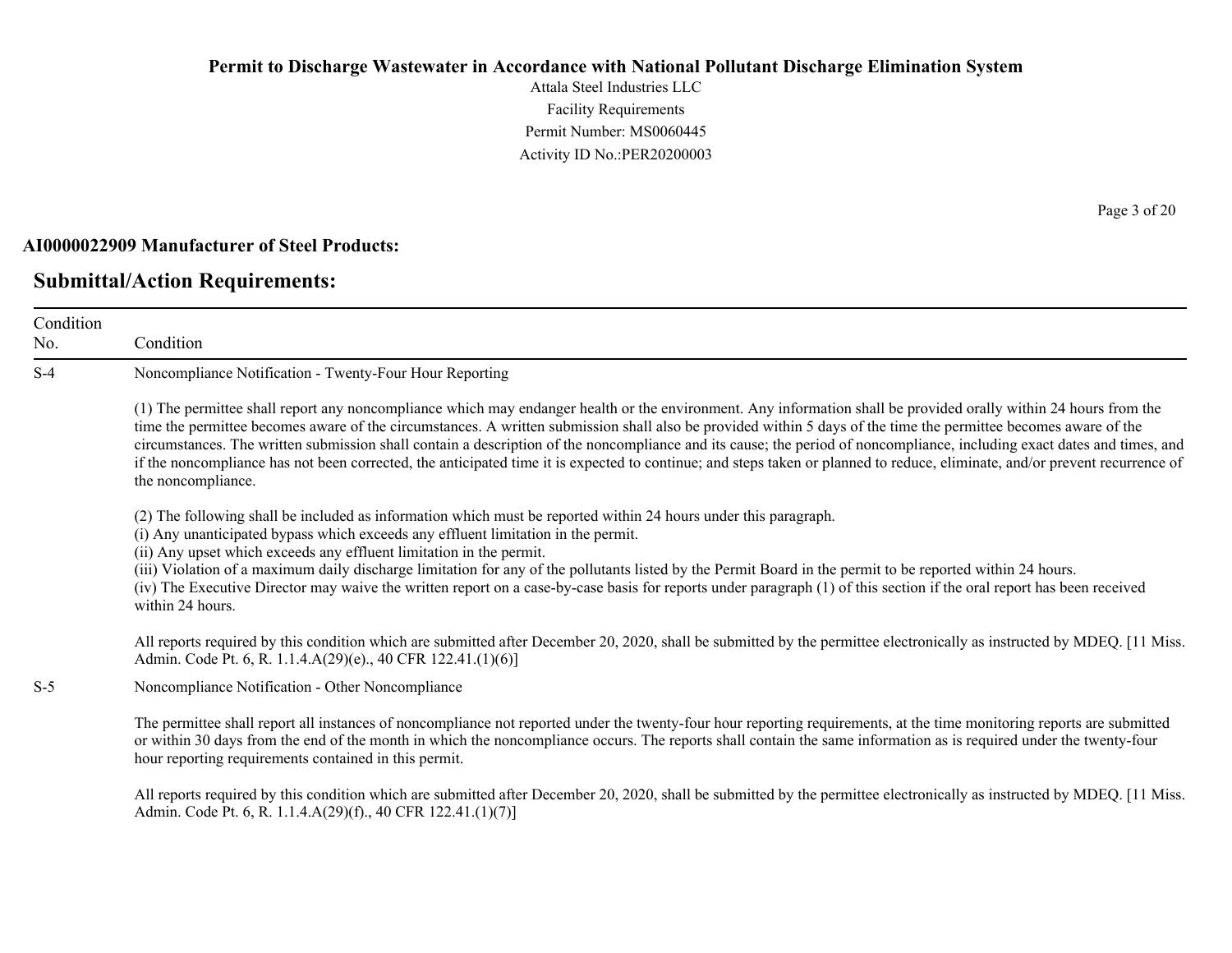## AI0000022909 Manufacturer of Steel Products:

## Submittal/Action Requirements:

| Condition No. | Condition |
| --- | --- |
| S-4 | Noncompliance Notification - Twenty-Four Hour Reporting<br><br>(1) The permittee shall report any noncompliance which may endanger health or the environment. Any information shall be provided orally within 24 hours from the time the permittee becomes aware of the circumstances. A written submission shall also be provided within 5 days of the time the permittee becomes aware of the circumstances. The written submission shall contain a description of the noncompliance and its cause; the period of noncompliance, including exact dates and times, and if the noncompliance has not been corrected, the anticipated time it is expected to continue; and steps taken or planned to reduce, eliminate, and/or prevent recurrence of the noncompliance.<br><br>(2) The following shall be included as information which must be reported within 24 hours under this paragraph.<br>(i) Any unanticipated bypass which exceeds any effluent limitation in the permit.<br>(ii) Any upset which exceeds any effluent limitation in the permit.<br>(iii) Violation of a maximum daily discharge limitation for any of the pollutants listed by the Permit Board in the permit to be reported within 24 hours.<br>(iv) The Executive Director may waive the written report on a case-by-case basis for reports under paragraph (1) of this section if the oral report has been received within 24 hours.<br><br>All reports required by this condition which are submitted after December 20, 2020, shall be submitted by the permittee electronically as instructed by MDEQ. [11 Miss. Admin. Code Pt. 6, R. 1.1.4.A(29)(e)., 40 CFR 122.41.(1)(6)] |
| S-5 | Noncompliance Notification - Other Noncompliance<br><br>The permittee shall report all instances of noncompliance not reported under the twenty-four hour reporting requirements, at the time monitoring reports are submitted or within 30 days from the end of the month in which the noncompliance occurs. The reports shall contain the same information as is required under the twenty-four hour reporting requirements contained in this permit.<br><br>All reports required by this condition which are submitted after December 20, 2020, shall be submitted by the permittee electronically as instructed by MDEQ. [11 Miss. Admin. Code Pt. 6, R. 1.1.4.A(29)(f)., 40 CFR 122.41.(1)(7)] |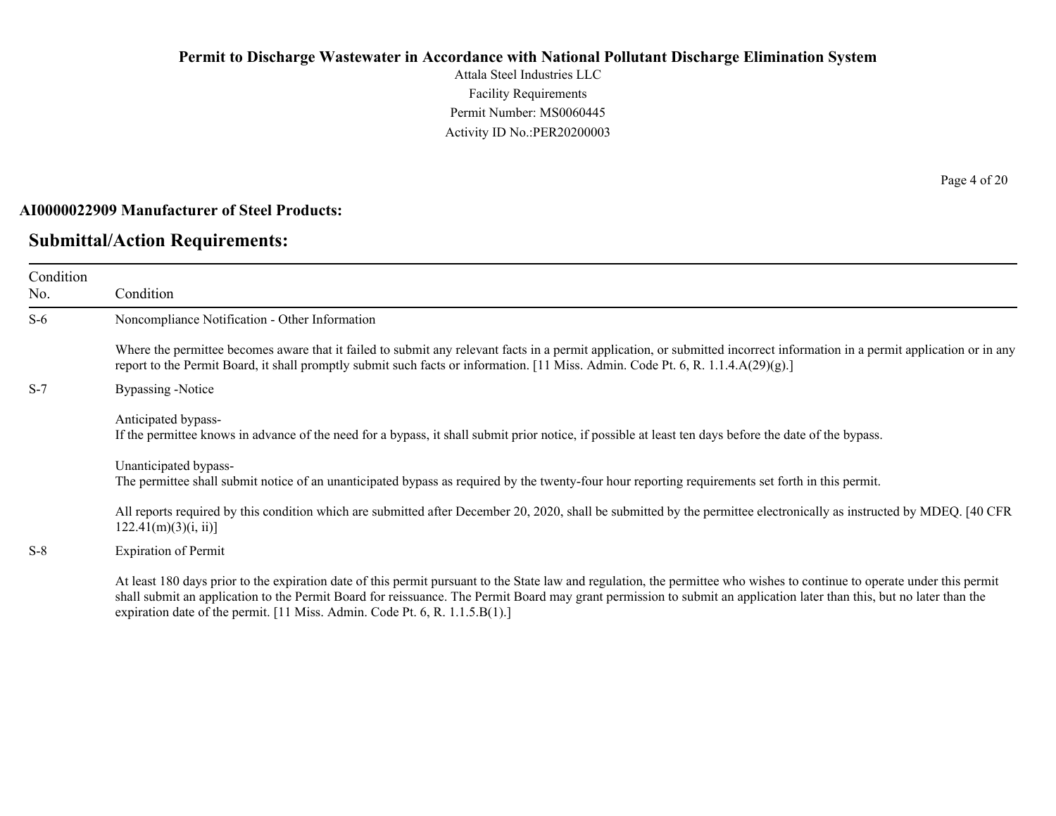**AI0000022909 Manufacturer of Steel Products:**

## Submittal/Action Requirements:

| Condition No. | Condition |
|---|---|
| S-6 | Noncompliance Notification - Other Information<br><br>Where the permittee becomes aware that it failed to submit any relevant facts in a permit application, or submitted incorrect information in a permit application or in any report to the Permit Board, it shall promptly submit such facts or information. [11 Miss. Admin. Code Pt. 6, R. 1.1.4.A(29)(g).] |
| S-7 | Bypassing -Notice<br><br>Anticipated bypass-<br>If the permittee knows in advance of the need for a bypass, it shall submit prior notice, if possible at least ten days before the date of the bypass.<br><br>Unanticipated bypass-<br>The permittee shall submit notice of an unanticipated bypass as required by the twenty-four hour reporting requirements set forth in this permit.<br><br>All reports required by this condition which are submitted after December 20, 2020, shall be submitted by the permittee electronically as instructed by MDEQ. [40 CFR 122.41(m)(3)(i, ii)] |
| S-8 | Expiration of Permit<br><br>At least 180 days prior to the expiration date of this permit pursuant to the State law and regulation, the permittee who wishes to continue to operate under this permit shall submit an application to the Permit Board for reissuance. The Permit Board may grant permission to submit an application later than this, but no later than the expiration date of the permit. [11 Miss. Admin. Code Pt. 6, R. 1.1.5.B(1).] |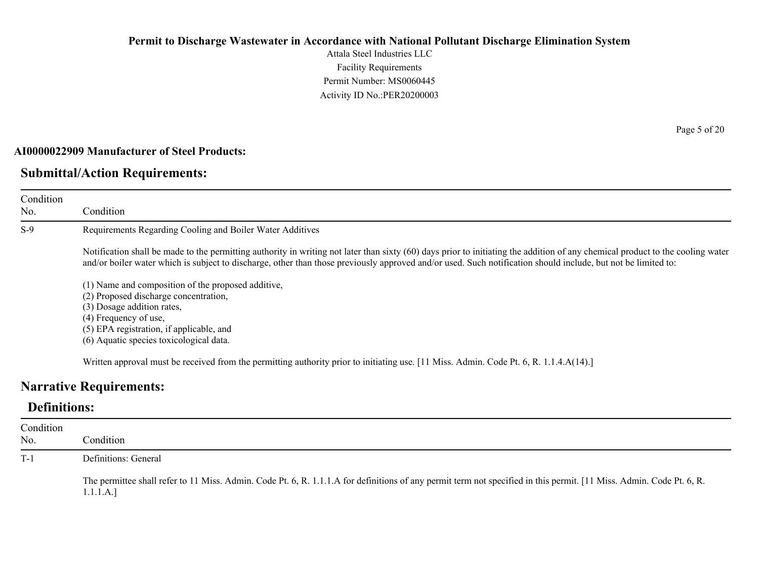**AI0000022909 Manufacturer of Steel Products:**

## Submittal/Action Requirements:

| Condition No. | Condition |
|---|---|
| S-9 | Requirements Regarding Cooling and Boiler Water Additives<br><br>Notification shall be made to the permitting authority in writing not later than sixty (60) days prior to initiating the addition of any chemical product to the cooling water and/or boiler water which is subject to discharge, other than those previously approved and/or used. Such notification should include, but not be limited to:<br><br>(1) Name and composition of the proposed additive,<br>(2) Proposed discharge concentration,<br>(3) Dosage addition rates,<br>(4) Frequency of use,<br>(5) EPA registration, if applicable, and<br>(6) Aquatic species toxicological data.<br><br>Written approval must be received from the permitting authority prior to initiating use. [11 Miss. Admin. Code Pt. 6, R. 1.1.4.A(14).] |

## Narrative Requirements:

### Definitions:

| Condition No. | Condition |
|---|---|
| T-1 | Definitions: General<br><br>The permittee shall refer to 11 Miss. Admin. Code Pt. 6, R. 1.1.1.A for definitions of any permit term not specified in this permit. [11 Miss. Admin. Code Pt. 6, R. 1.1.1.A.] |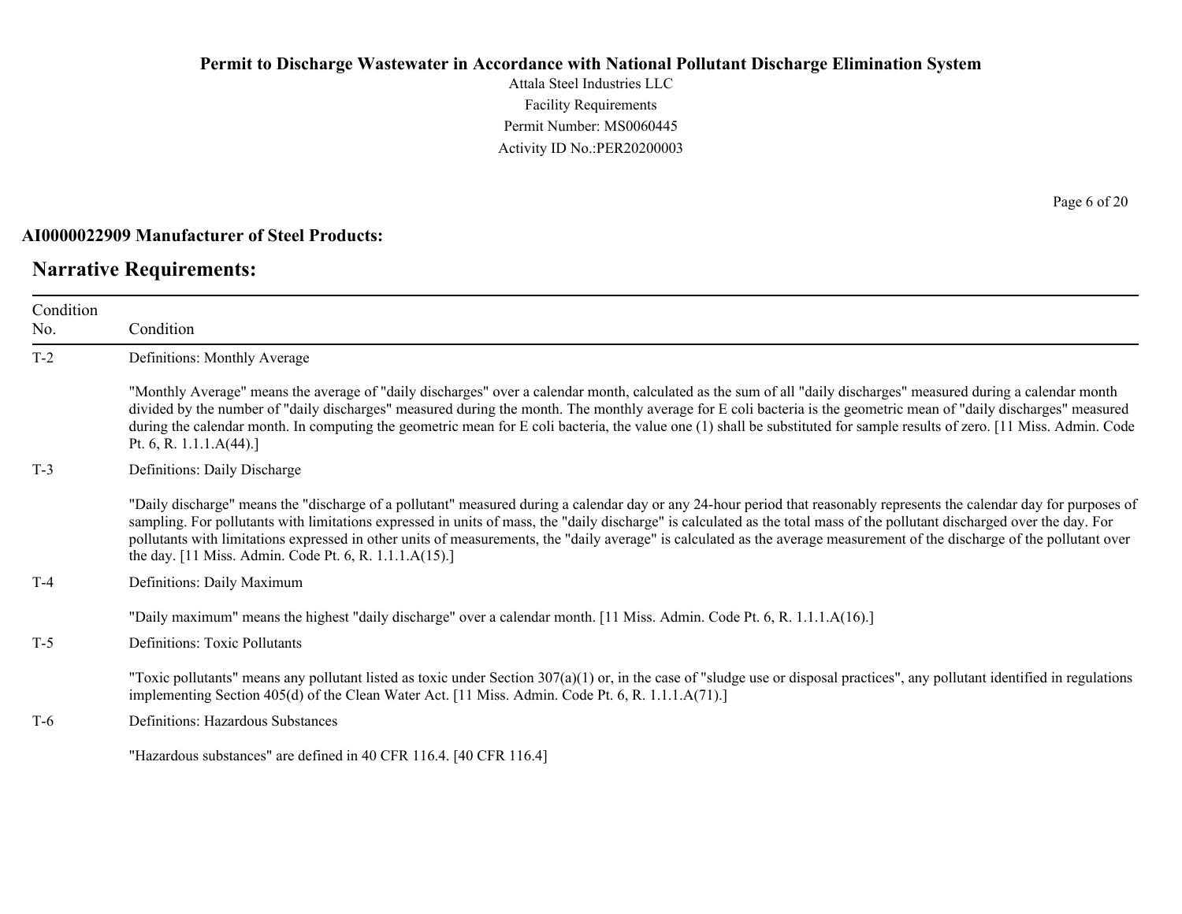**AI0000022909 Manufacturer of Steel Products:**

## Narrative Requirements:

| Condition No. | Condition |
|---|---|
| T-2 | Definitions: Monthly Average<br><br>"Monthly Average" means the average of "daily discharges" over a calendar month, calculated as the sum of all "daily discharges" measured during a calendar month divided by the number of "daily discharges" measured during the month. The monthly average for E coli bacteria is the geometric mean of "daily discharges" measured during the calendar month. In computing the geometric mean for E coli bacteria, the value one (1) shall be substituted for sample results of zero. [11 Miss. Admin. Code Pt. 6, R. 1.1.1.A(44).] |
| T-3 | Definitions: Daily Discharge<br><br>"Daily discharge" means the "discharge of a pollutant" measured during a calendar day or any 24-hour period that reasonably represents the calendar day for purposes of sampling. For pollutants with limitations expressed in units of mass, the "daily discharge" is calculated as the total mass of the pollutant discharged over the day. For pollutants with limitations expressed in other units of measurements, the "daily average" is calculated as the average measurement of the discharge of the pollutant over the day. [11 Miss. Admin. Code Pt. 6, R. 1.1.1.A(15).] |
| T-4 | Definitions: Daily Maximum<br><br>"Daily maximum" means the highest "daily discharge" over a calendar month. [11 Miss. Admin. Code Pt. 6, R. 1.1.1.A(16).] |
| T-5 | Definitions: Toxic Pollutants<br><br>"Toxic pollutants" means any pollutant listed as toxic under Section 307(a)(1) or, in the case of "sludge use or disposal practices", any pollutant identified in regulations implementing Section 405(d) of the Clean Water Act. [11 Miss. Admin. Code Pt. 6, R. 1.1.1.A(71).] |
| T-6 | Definitions: Hazardous Substances<br><br>"Hazardous substances" are defined in 40 CFR 116.4. [40 CFR 116.4] |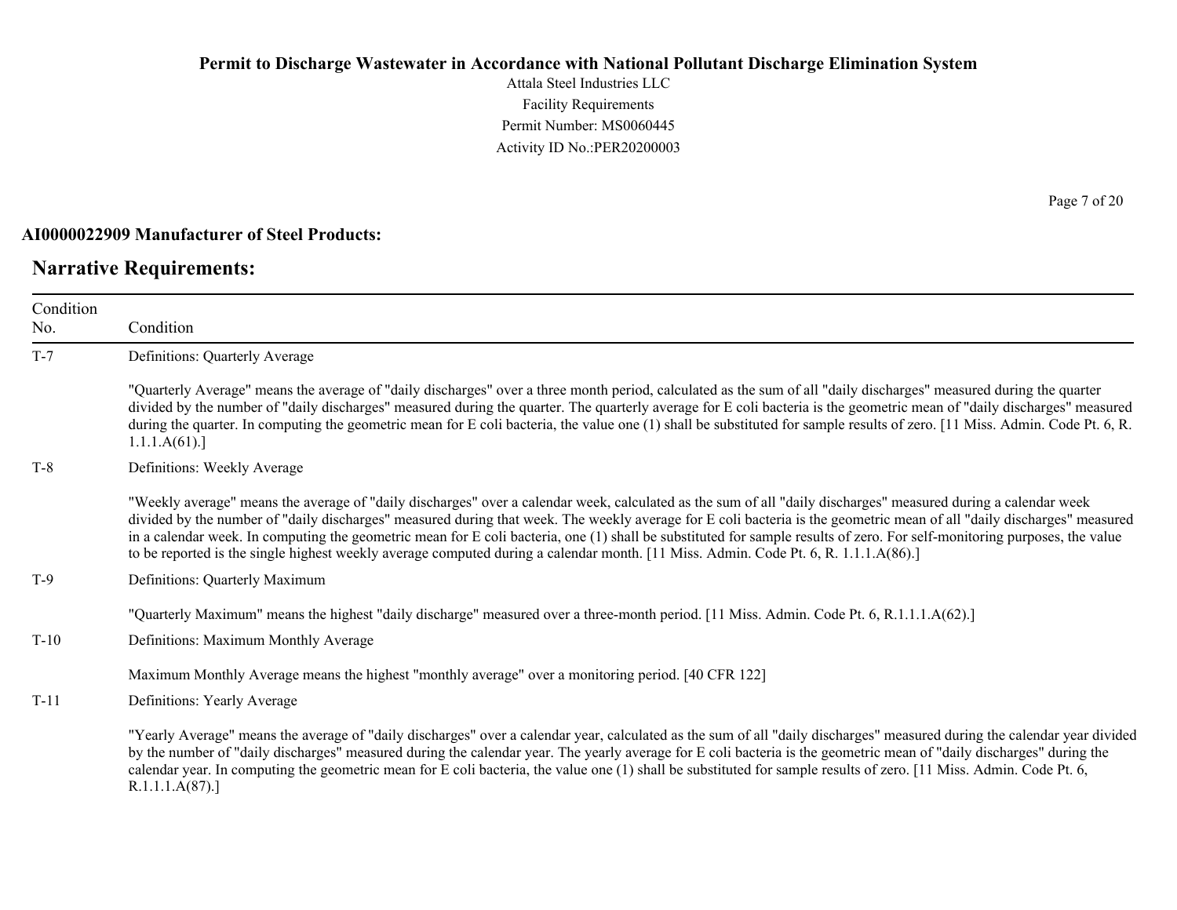**AI0000022909 Manufacturer of Steel Products:**

## Narrative Requirements:

| Condition No. | Condition |
|---|---|
| T-7 | Definitions: Quarterly Average<br><br>"Quarterly Average" means the average of "daily discharges" over a three month period, calculated as the sum of all "daily discharges" measured during the quarter divided by the number of "daily discharges" measured during the quarter. The quarterly average for E coli bacteria is the geometric mean of "daily discharges" measured during the quarter. In computing the geometric mean for E coli bacteria, the value one (1) shall be substituted for sample results of zero. [11 Miss. Admin. Code Pt. 6, R. 1.1.1.A(61).] |
| T-8 | Definitions: Weekly Average<br><br>"Weekly average" means the average of "daily discharges" over a calendar week, calculated as the sum of all "daily discharges" measured during a calendar week divided by the number of "daily discharges" measured during that week. The weekly average for E coli bacteria is the geometric mean of all "daily discharges" measured in a calendar week. In computing the geometric mean for E coli bacteria, one (1) shall be substituted for sample results of zero. For self-monitoring purposes, the value to be reported is the single highest weekly average computed during a calendar month. [11 Miss. Admin. Code Pt. 6, R. 1.1.1.A(86).] |
| T-9 | Definitions: Quarterly Maximum<br><br>"Quarterly Maximum" means the highest "daily discharge" measured over a three-month period. [11 Miss. Admin. Code Pt. 6, R.1.1.1.A(62).] |
| T-10 | Definitions: Maximum Monthly Average<br><br>Maximum Monthly Average means the highest "monthly average" over a monitoring period. [40 CFR 122] |
| T-11 | Definitions: Yearly Average<br><br>"Yearly Average" means the average of "daily discharges" over a calendar year, calculated as the sum of all "daily discharges" measured during the calendar year divided by the number of "daily discharges" measured during the calendar year. The yearly average for E coli bacteria is the geometric mean of "daily discharges" during the calendar year. In computing the geometric mean for E coli bacteria, the value one (1) shall be substituted for sample results of zero. [11 Miss. Admin. Code Pt. 6, R.1.1.1.A(87).] |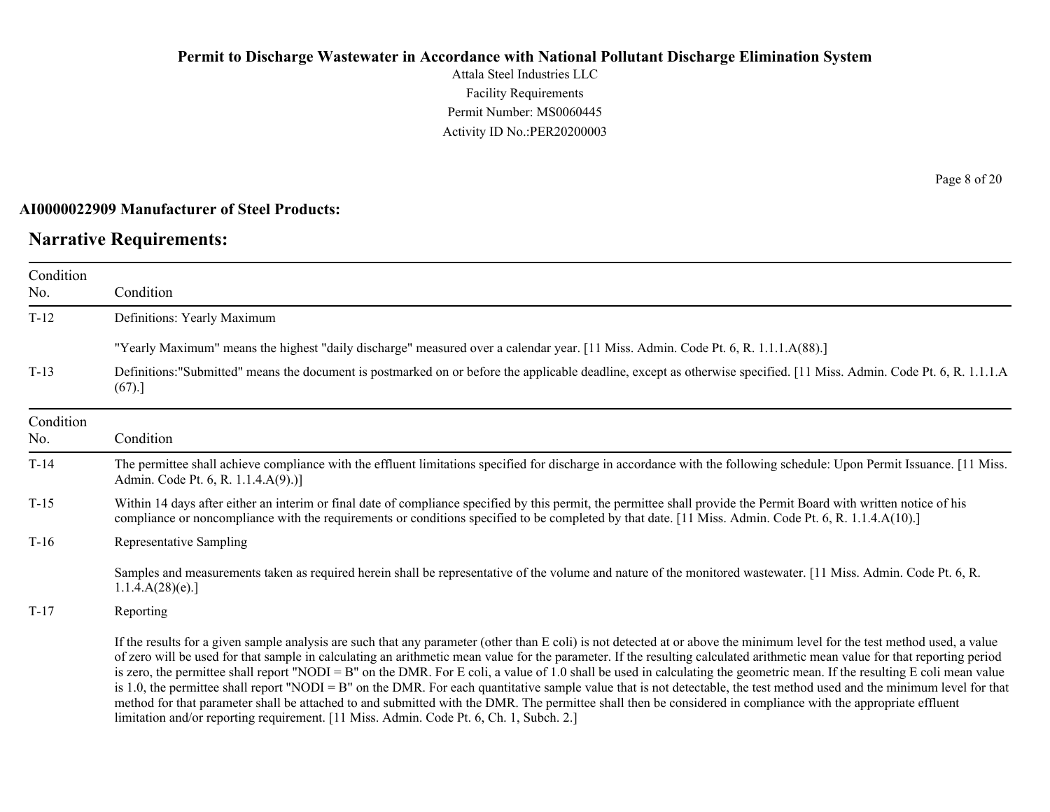**AI0000022909 Manufacturer of Steel Products:**

## Narrative Requirements:

| Condition No. | Condition |
|---|---|
| T-12 | Definitions: Yearly Maximum<br><br>"Yearly Maximum" means the highest "daily discharge" measured over a calendar year. [11 Miss. Admin. Code Pt. 6, R. 1.1.1.A(88).] |
| T-13 | Definitions:"Submitted" means the document is postmarked on or before the applicable deadline, except as otherwise specified. [11 Miss. Admin. Code Pt. 6, R. 1.1.1.A (67).] |

| Condition No. | Condition |
|---|---|
| T-14 | The permittee shall achieve compliance with the effluent limitations specified for discharge in accordance with the following schedule: Upon Permit Issuance. [11 Miss. Admin. Code Pt. 6, R. 1.1.4.A(9).)] |
| T-15 | Within 14 days after either an interim or final date of compliance specified by this permit, the permittee shall provide the Permit Board with written notice of his compliance or noncompliance with the requirements or conditions specified to be completed by that date. [11 Miss. Admin. Code Pt. 6, R. 1.1.4.A(10).] |
| T-16 | Representative Sampling<br><br>Samples and measurements taken as required herein shall be representative of the volume and nature of the monitored wastewater. [11 Miss. Admin. Code Pt. 6, R. 1.1.4.A(28)(e).] |
| T-17 | Reporting<br><br>If the results for a given sample analysis are such that any parameter (other than E coli) is not detected at or above the minimum level for the test method used, a value of zero will be used for that sample in calculating an arithmetic mean value for the parameter. If the resulting calculated arithmetic mean value for that reporting period is zero, the permittee shall report "NODI = B" on the DMR. For E coli, a value of 1.0 shall be used in calculating the geometric mean. If the resulting E coli mean value is 1.0, the permittee shall report "NODI = B" on the DMR. For each quantitative sample value that is not detectable, the test method used and the minimum level for that method for that parameter shall be attached to and submitted with the DMR. The permittee shall then be considered in compliance with the appropriate effluent limitation and/or reporting requirement. [11 Miss. Admin. Code Pt. 6, Ch. 1, Subch. 2.] |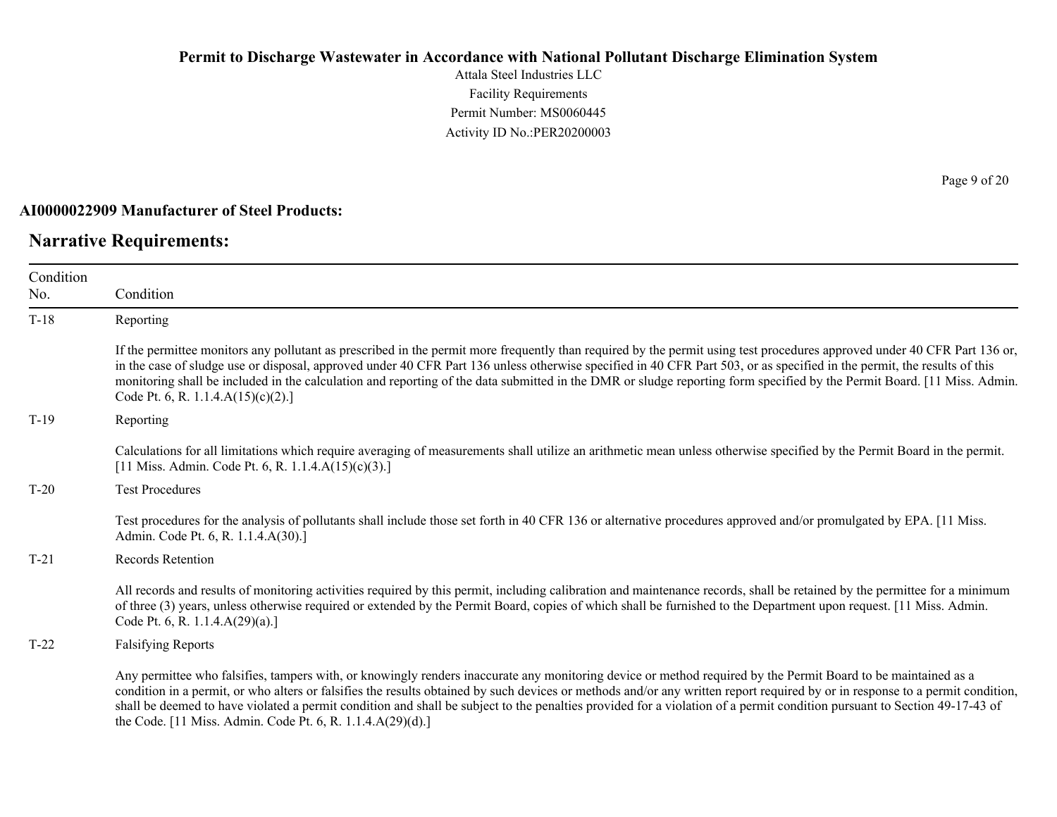**AI0000022909 Manufacturer of Steel Products:**

## Narrative Requirements:

| Condition No. | Condition |
| --- | --- |
| T-18 | Reporting<br><br>If the permittee monitors any pollutant as prescribed in the permit more frequently than required by the permit using test procedures approved under 40 CFR Part 136 or, in the case of sludge use or disposal, approved under 40 CFR Part 136 unless otherwise specified in 40 CFR Part 503, or as specified in the permit, the results of this monitoring shall be included in the calculation and reporting of the data submitted in the DMR or sludge reporting form specified by the Permit Board. [11 Miss. Admin. Code Pt. 6, R. 1.1.4.A(15)(c)(2).] |
| T-19 | Reporting<br><br>Calculations for all limitations which require averaging of measurements shall utilize an arithmetic mean unless otherwise specified by the Permit Board in the permit. [11 Miss. Admin. Code Pt. 6, R. 1.1.4.A(15)(c)(3).] |
| T-20 | Test Procedures<br><br>Test procedures for the analysis of pollutants shall include those set forth in 40 CFR 136 or alternative procedures approved and/or promulgated by EPA. [11 Miss. Admin. Code Pt. 6, R. 1.1.4.A(30).] |
| T-21 | Records Retention<br><br>All records and results of monitoring activities required by this permit, including calibration and maintenance records, shall be retained by the permittee for a minimum of three (3) years, unless otherwise required or extended by the Permit Board, copies of which shall be furnished to the Department upon request. [11 Miss. Admin. Code Pt. 6, R. 1.1.4.A(29)(a).] |
| T-22 | Falsifying Reports<br><br>Any permittee who falsifies, tampers with, or knowingly renders inaccurate any monitoring device or method required by the Permit Board to be maintained as a condition in a permit, or who alters or falsifies the results obtained by such devices or methods and/or any written report required by or in response to a permit condition, shall be deemed to have violated a permit condition and shall be subject to the penalties provided for a violation of a permit condition pursuant to Section 49-17-43 of the Code. [11 Miss. Admin. Code Pt. 6, R. 1.1.4.A(29)(d).] |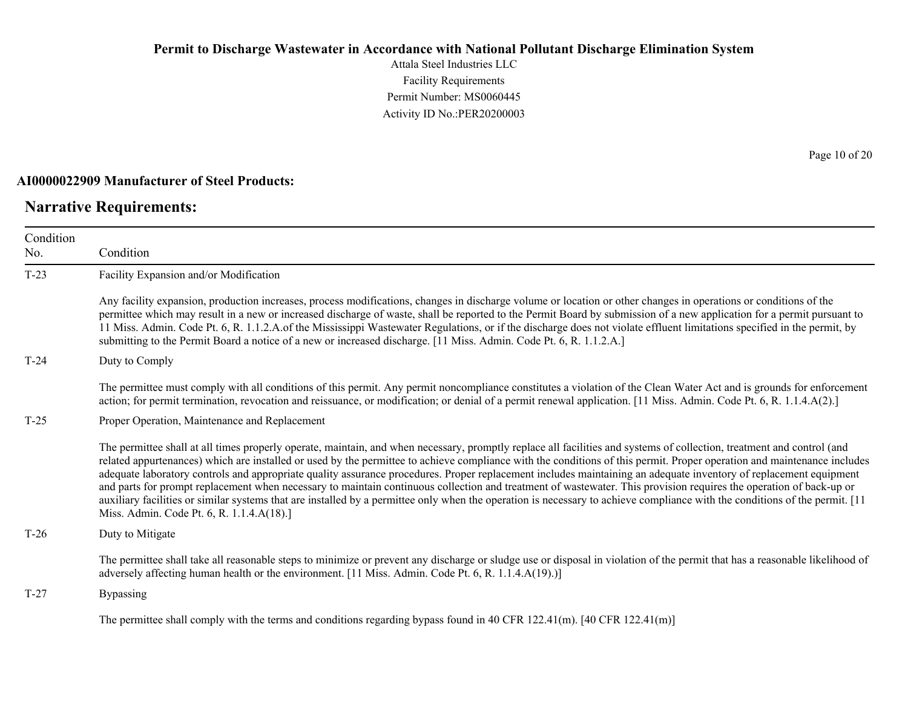**AI0000022909 Manufacturer of Steel Products:**

## Narrative Requirements:

| Condition No. | Condition |
|---|---|
| T-23 | Facility Expansion and/or Modification<br><br>Any facility expansion, production increases, process modifications, changes in discharge volume or location or other changes in operations or conditions of the permittee which may result in a new or increased discharge of waste, shall be reported to the Permit Board by submission of a new application for a permit pursuant to 11 Miss. Admin. Code Pt. 6, R. 1.1.2.A.of the Mississippi Wastewater Regulations, or if the discharge does not violate effluent limitations specified in the permit, by submitting to the Permit Board a notice of a new or increased discharge. [11 Miss. Admin. Code Pt. 6, R. 1.1.2.A.] |
| T-24 | Duty to Comply<br><br>The permittee must comply with all conditions of this permit. Any permit noncompliance constitutes a violation of the Clean Water Act and is grounds for enforcement action; for permit termination, revocation and reissuance, or modification; or denial of a permit renewal application. [11 Miss. Admin. Code Pt. 6, R. 1.1.4.A(2).] |
| T-25 | Proper Operation, Maintenance and Replacement<br><br>The permittee shall at all times properly operate, maintain, and when necessary, promptly replace all facilities and systems of collection, treatment and control (and related appurtenances) which are installed or used by the permittee to achieve compliance with the conditions of this permit. Proper operation and maintenance includes adequate laboratory controls and appropriate quality assurance procedures. Proper replacement includes maintaining an adequate inventory of replacement equipment and parts for prompt replacement when necessary to maintain continuous collection and treatment of wastewater. This provision requires the operation of back-up or auxiliary facilities or similar systems that are installed by a permittee only when the operation is necessary to achieve compliance with the conditions of the permit. [11 Miss. Admin. Code Pt. 6, R. 1.1.4.A(18).] |
| T-26 | Duty to Mitigate<br><br>The permittee shall take all reasonable steps to minimize or prevent any discharge or sludge use or disposal in violation of the permit that has a reasonable likelihood of adversely affecting human health or the environment. [11 Miss. Admin. Code Pt. 6, R. 1.1.4.A(19).)] |
| T-27 | Bypassing<br><br>The permittee shall comply with the terms and conditions regarding bypass found in 40 CFR 122.41(m). [40 CFR 122.41(m)] |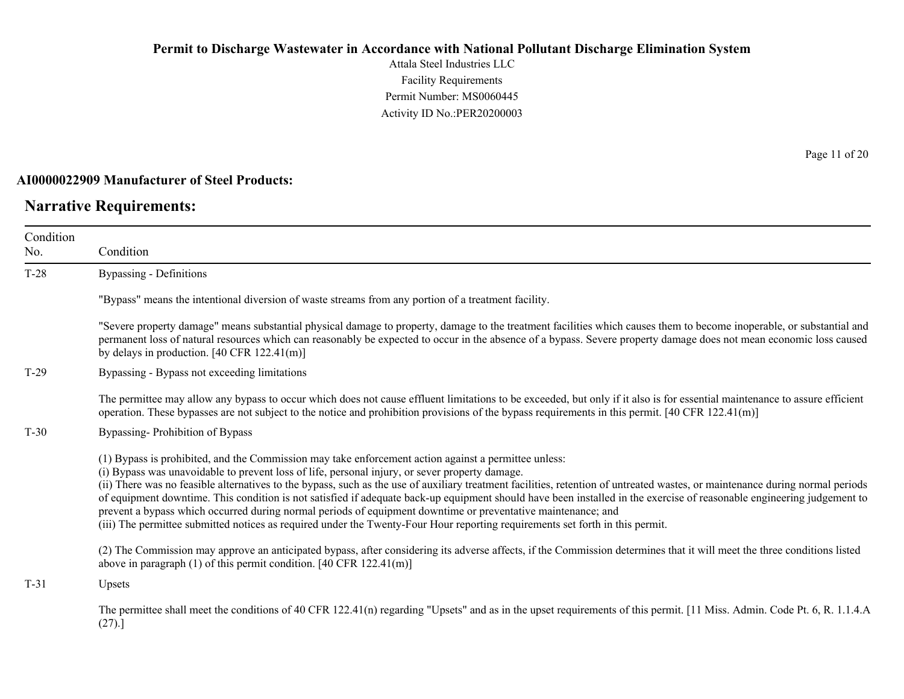# Permit to Discharge Wastewater in Accordance with National Pollutant Discharge Elimination System

Attala Steel Industries LLC
Facility Requirements
Permit Number: MS0060445
Activity ID No.:PER20200003

**AI0000022909 Manufacturer of Steel Products:**

## Narrative Requirements:

| Condition No. | Condition |
|---|---|
| T-28 | Bypassing - Definitions<br><br>"Bypass" means the intentional diversion of waste streams from any portion of a treatment facility.<br><br>"Severe property damage" means substantial physical damage to property, damage to the treatment facilities which causes them to become inoperable, or substantial and permanent loss of natural resources which can reasonably be expected to occur in the absence of a bypass. Severe property damage does not mean economic loss caused by delays in production. [40 CFR 122.41(m)] |
| T-29 | Bypassing - Bypass not exceeding limitations<br><br>The permittee may allow any bypass to occur which does not cause effluent limitations to be exceeded, but only if it also is for essential maintenance to assure efficient operation. These bypasses are not subject to the notice and prohibition provisions of the bypass requirements in this permit. [40 CFR 122.41(m)] |
| T-30 | Bypassing- Prohibition of Bypass<br><br>(1) Bypass is prohibited, and the Commission may take enforcement action against a permittee unless:<br>(i) Bypass was unavoidable to prevent loss of life, personal injury, or sever property damage.<br>(ii) There was no feasible alternatives to the bypass, such as the use of auxiliary treatment facilities, retention of untreated wastes, or maintenance during normal periods of equipment downtime. This condition is not satisfied if adequate back-up equipment should have been installed in the exercise of reasonable engineering judgement to prevent a bypass which occurred during normal periods of equipment downtime or preventative maintenance; and<br>(iii) The permittee submitted notices as required under the Twenty-Four Hour reporting requirements set forth in this permit.<br><br>(2) The Commission may approve an anticipated bypass, after considering its adverse affects, if the Commission determines that it will meet the three conditions listed above in paragraph (1) of this permit condition. [40 CFR 122.41(m)] |
| T-31 | Upsets<br><br>The permittee shall meet the conditions of 40 CFR 122.41(n) regarding "Upsets" and as in the upset requirements of this permit. [11 Miss. Admin. Code Pt. 6, R. 1.1.4.A (27).] |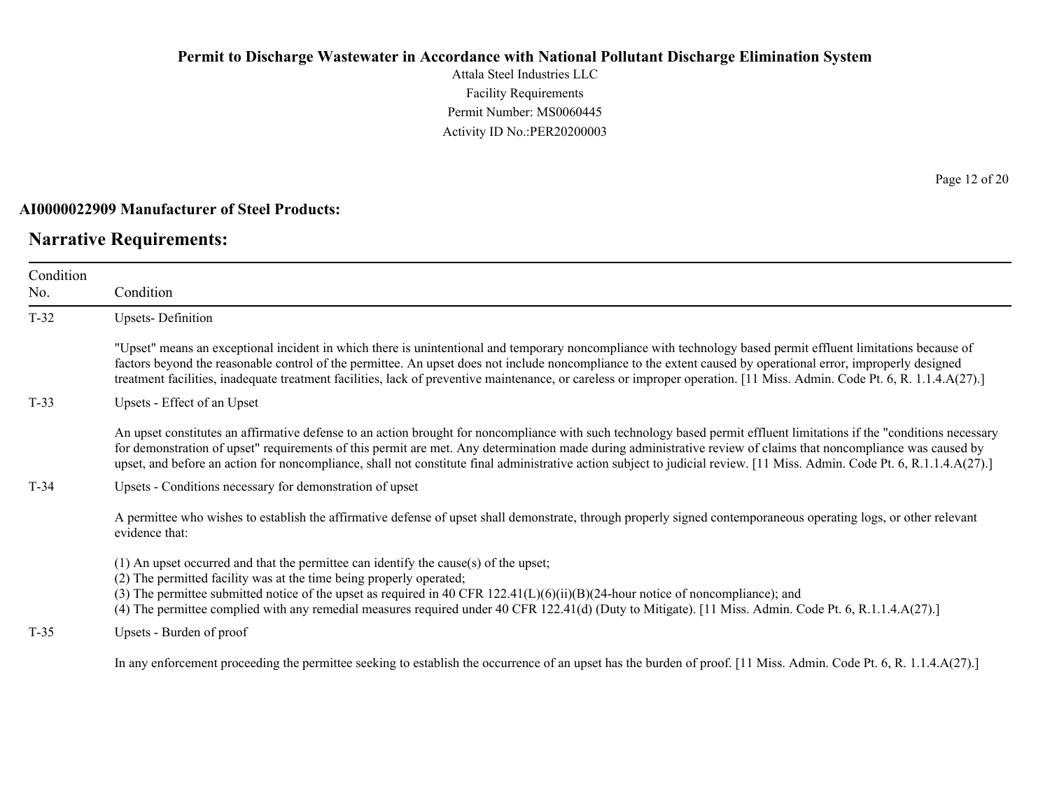**AI0000022909 Manufacturer of Steel Products:**

## Narrative Requirements:

| Condition No. | Condition |
|---|---|
| T-32 | Upsets- Definition<br><br>"Upset" means an exceptional incident in which there is unintentional and temporary noncompliance with technology based permit effluent limitations because of factors beyond the reasonable control of the permittee. An upset does not include noncompliance to the extent caused by operational error, improperly designed treatment facilities, inadequate treatment facilities, lack of preventive maintenance, or careless or improper operation. [11 Miss. Admin. Code Pt. 6, R. 1.1.4.A(27).] |
| T-33 | Upsets - Effect of an Upset<br><br>An upset constitutes an affirmative defense to an action brought for noncompliance with such technology based permit effluent limitations if the "conditions necessary for demonstration of upset" requirements of this permit are met. Any determination made during administrative review of claims that noncompliance was caused by upset, and before an action for noncompliance, shall not constitute final administrative action subject to judicial review. [11 Miss. Admin. Code Pt. 6, R.1.1.4.A(27).] |
| T-34 | Upsets - Conditions necessary for demonstration of upset<br><br>A permittee who wishes to establish the affirmative defense of upset shall demonstrate, through properly signed contemporaneous operating logs, or other relevant evidence that:<br><br>(1) An upset occurred and that the permittee can identify the cause(s) of the upset;<br>(2) The permitted facility was at the time being properly operated;<br>(3) The permittee submitted notice of the upset as required in 40 CFR 122.41(L)(6)(ii)(B)(24-hour notice of noncompliance); and<br>(4) The permittee complied with any remedial measures required under 40 CFR 122.41(d) (Duty to Mitigate). [11 Miss. Admin. Code Pt. 6, R.1.1.4.A(27).] |
| T-35 | Upsets - Burden of proof<br><br>In any enforcement proceeding the permittee seeking to establish the occurrence of an upset has the burden of proof. [11 Miss. Admin. Code Pt. 6, R. 1.1.4.A(27).] |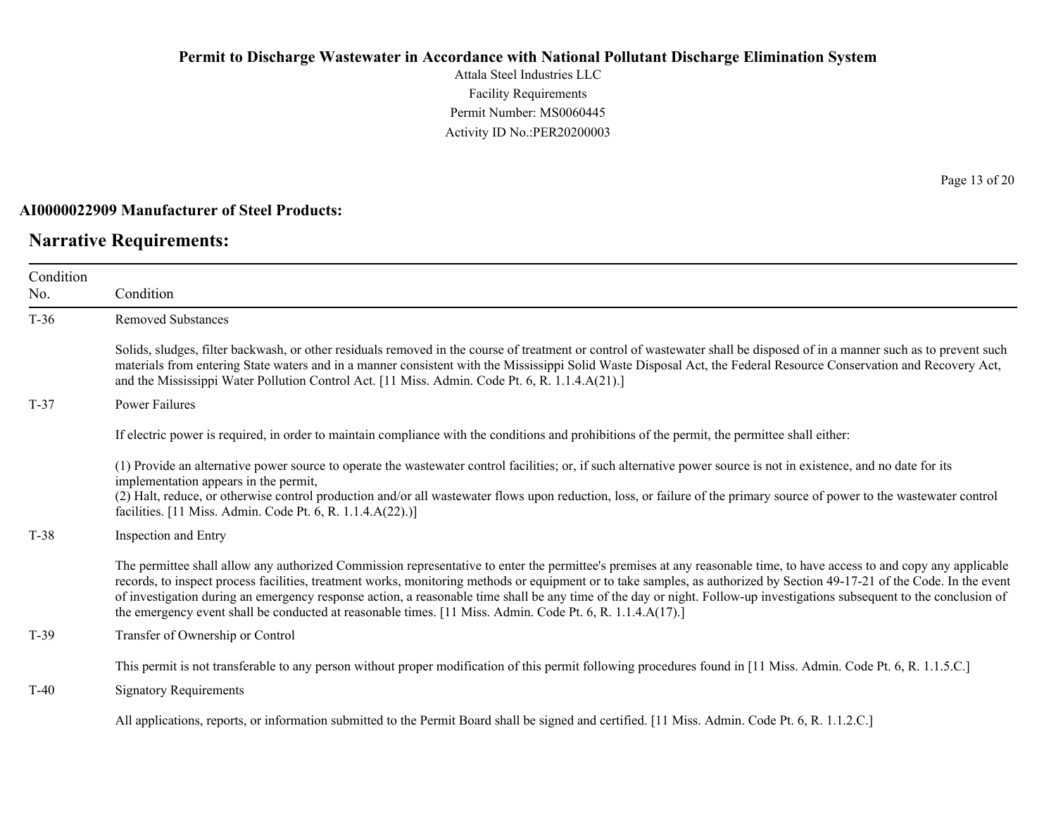**AI0000022909 Manufacturer of Steel Products:**

## Narrative Requirements:

| Condition No. | Condition |
|---|---|
| T-36 | Removed Substances<br><br>Solids, sludges, filter backwash, or other residuals removed in the course of treatment or control of wastewater shall be disposed of in a manner such as to prevent such materials from entering State waters and in a manner consistent with the Mississippi Solid Waste Disposal Act, the Federal Resource Conservation and Recovery Act, and the Mississippi Water Pollution Control Act. [11 Miss. Admin. Code Pt. 6, R. 1.1.4.A(21).] |
| T-37 | Power Failures<br><br>If electric power is required, in order to maintain compliance with the conditions and prohibitions of the permit, the permittee shall either:<br><br>(1) Provide an alternative power source to operate the wastewater control facilities; or, if such alternative power source is not in existence, and no date for its implementation appears in the permit,<br>(2) Halt, reduce, or otherwise control production and/or all wastewater flows upon reduction, loss, or failure of the primary source of power to the wastewater control facilities. [11 Miss. Admin. Code Pt. 6, R. 1.1.4.A(22).)] |
| T-38 | Inspection and Entry<br><br>The permittee shall allow any authorized Commission representative to enter the permittee's premises at any reasonable time, to have access to and copy any applicable records, to inspect process facilities, treatment works, monitoring methods or equipment or to take samples, as authorized by Section 49-17-21 of the Code. In the event of investigation during an emergency response action, a reasonable time shall be any time of the day or night. Follow-up investigations subsequent to the conclusion of the emergency event shall be conducted at reasonable times. [11 Miss. Admin. Code Pt. 6, R. 1.1.4.A(17).] |
| T-39 | Transfer of Ownership or Control<br><br>This permit is not transferable to any person without proper modification of this permit following procedures found in [11 Miss. Admin. Code Pt. 6, R. 1.1.5.C.] |
| T-40 | Signatory Requirements<br><br>All applications, reports, or information submitted to the Permit Board shall be signed and certified. [11 Miss. Admin. Code Pt. 6, R. 1.1.2.C.] |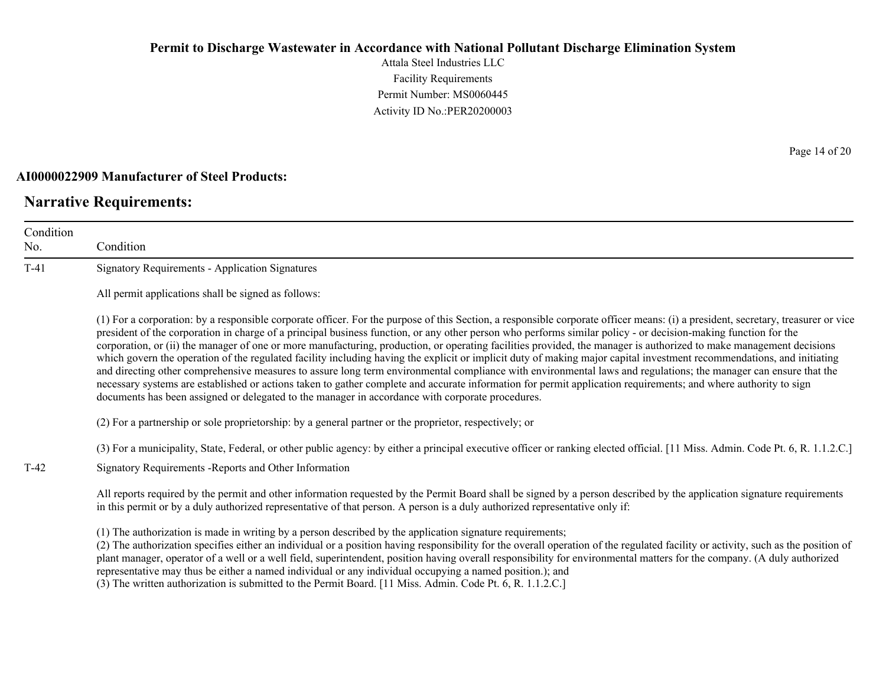**AI0000022909 Manufacturer of Steel Products:**

## Narrative Requirements:

| Condition No. | Condition |
| --- | --- |
| T-41 | Signatory Requirements - Application Signatures<br><br>All permit applications shall be signed as follows:<br><br>(1) For a corporation: by a responsible corporate officer. For the purpose of this Section, a responsible corporate officer means: (i) a president, secretary, treasurer or vice president of the corporation in charge of a principal business function, or any other person who performs similar policy - or decision-making function for the corporation, or (ii) the manager of one or more manufacturing, production, or operating facilities provided, the manager is authorized to make management decisions which govern the operation of the regulated facility including having the explicit or implicit duty of making major capital investment recommendations, and initiating and directing other comprehensive measures to assure long term environmental compliance with environmental laws and regulations; the manager can ensure that the necessary systems are established or actions taken to gather complete and accurate information for permit application requirements; and where authority to sign documents has been assigned or delegated to the manager in accordance with corporate procedures.<br><br>(2) For a partnership or sole proprietorship: by a general partner or the proprietor, respectively; or<br><br>(3) For a municipality, State, Federal, or other public agency: by either a principal executive officer or ranking elected official. [11 Miss. Admin. Code Pt. 6, R. 1.1.2.C.] |
| T-42 | Signatory Requirements -Reports and Other Information<br><br>All reports required by the permit and other information requested by the Permit Board shall be signed by a person described by the application signature requirements in this permit or by a duly authorized representative of that person. A person is a duly authorized representative only if:<br><br>(1) The authorization is made in writing by a person described by the application signature requirements;<br>(2) The authorization specifies either an individual or a position having responsibility for the overall operation of the regulated facility or activity, such as the position of plant manager, operator of a well or a well field, superintendent, position having overall responsibility for environmental matters for the company. (A duly authorized representative may thus be either a named individual or any individual occupying a named position.); and<br>(3) The written authorization is submitted to the Permit Board. [11 Miss. Admin. Code Pt. 6, R. 1.1.2.C.] |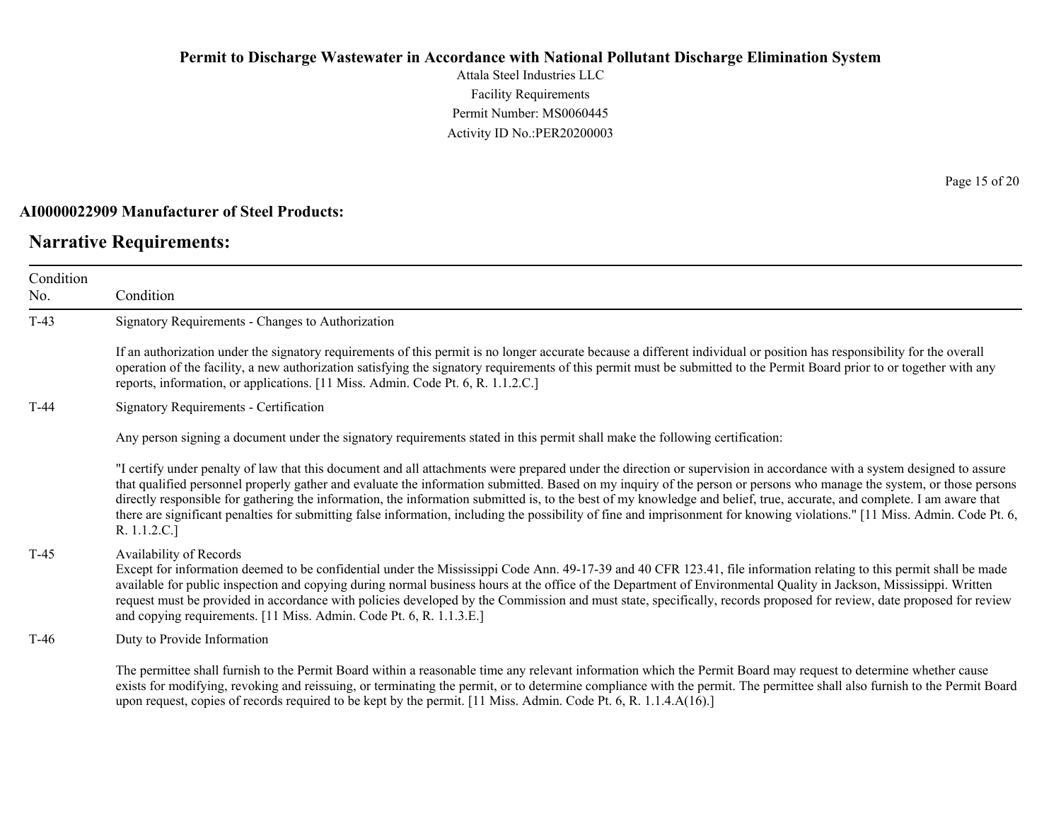**AI0000022909 Manufacturer of Steel Products:**

## Narrative Requirements:

| Condition No. | Condition |
|---|---|
| T-43 | Signatory Requirements - Changes to Authorization<br><br>If an authorization under the signatory requirements of this permit is no longer accurate because a different individual or position has responsibility for the overall operation of the facility, a new authorization satisfying the signatory requirements of this permit must be submitted to the Permit Board prior to or together with any reports, information, or applications. [11 Miss. Admin. Code Pt. 6, R. 1.1.2.C.] |
| T-44 | Signatory Requirements - Certification<br><br>Any person signing a document under the signatory requirements stated in this permit shall make the following certification:<br><br>"I certify under penalty of law that this document and all attachments were prepared under the direction or supervision in accordance with a system designed to assure that qualified personnel properly gather and evaluate the information submitted. Based on my inquiry of the person or persons who manage the system, or those persons directly responsible for gathering the information, the information submitted is, to the best of my knowledge and belief, true, accurate, and complete. I am aware that there are significant penalties for submitting false information, including the possibility of fine and imprisonment for knowing violations." [11 Miss. Admin. Code Pt. 6, R. 1.1.2.C.] |
| T-45 | Availability of Records<br>Except for information deemed to be confidential under the Mississippi Code Ann. 49-17-39 and 40 CFR 123.41, file information relating to this permit shall be made available for public inspection and copying during normal business hours at the office of the Department of Environmental Quality in Jackson, Mississippi. Written request must be provided in accordance with policies developed by the Commission and must state, specifically, records proposed for review, date proposed for review and copying requirements. [11 Miss. Admin. Code Pt. 6, R. 1.1.3.E.] |
| T-46 | Duty to Provide Information<br><br>The permittee shall furnish to the Permit Board within a reasonable time any relevant information which the Permit Board may request to determine whether cause exists for modifying, revoking and reissuing, or terminating the permit, or to determine compliance with the permit. The permittee shall also furnish to the Permit Board upon request, copies of records required to be kept by the permit. [11 Miss. Admin. Code Pt. 6, R. 1.1.4.A(16).] |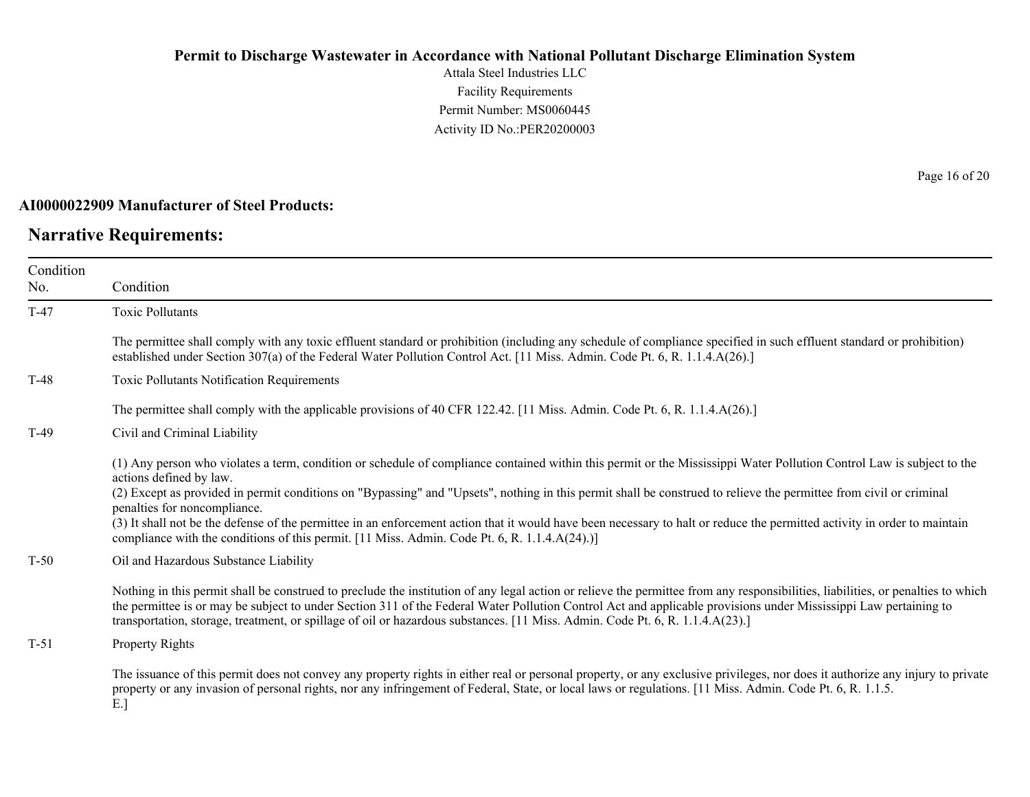**AI0000022909 Manufacturer of Steel Products:**

## Narrative Requirements:

| Condition No. | Condition |
|---|---|
| T-47 | Toxic Pollutants<br><br>The permittee shall comply with any toxic effluent standard or prohibition (including any schedule of compliance specified in such effluent standard or prohibition) established under Section 307(a) of the Federal Water Pollution Control Act. [11 Miss. Admin. Code Pt. 6, R. 1.1.4.A(26).] |
| T-48 | Toxic Pollutants Notification Requirements<br><br>The permittee shall comply with the applicable provisions of 40 CFR 122.42. [11 Miss. Admin. Code Pt. 6, R. 1.1.4.A(26).] |
| T-49 | Civil and Criminal Liability<br><br>(1) Any person who violates a term, condition or schedule of compliance contained within this permit or the Mississippi Water Pollution Control Law is subject to the actions defined by law.<br>(2) Except as provided in permit conditions on "Bypassing" and "Upsets", nothing in this permit shall be construed to relieve the permittee from civil or criminal penalties for noncompliance.<br>(3) It shall not be the defense of the permittee in an enforcement action that it would have been necessary to halt or reduce the permitted activity in order to maintain compliance with the conditions of this permit. [11 Miss. Admin. Code Pt. 6, R. 1.1.4.A(24).)] |
| T-50 | Oil and Hazardous Substance Liability<br><br>Nothing in this permit shall be construed to preclude the institution of any legal action or relieve the permittee from any responsibilities, liabilities, or penalties to which the permittee is or may be subject to under Section 311 of the Federal Water Pollution Control Act and applicable provisions under Mississippi Law pertaining to transportation, storage, treatment, or spillage of oil or hazardous substances. [11 Miss. Admin. Code Pt. 6, R. 1.1.4.A(23).] |
| T-51 | Property Rights<br><br>The issuance of this permit does not convey any property rights in either real or personal property, or any exclusive privileges, nor does it authorize any injury to private property or any invasion of personal rights, nor any infringement of Federal, State, or local laws or regulations. [11 Miss. Admin. Code Pt. 6, R. 1.1.5.<br>E.] |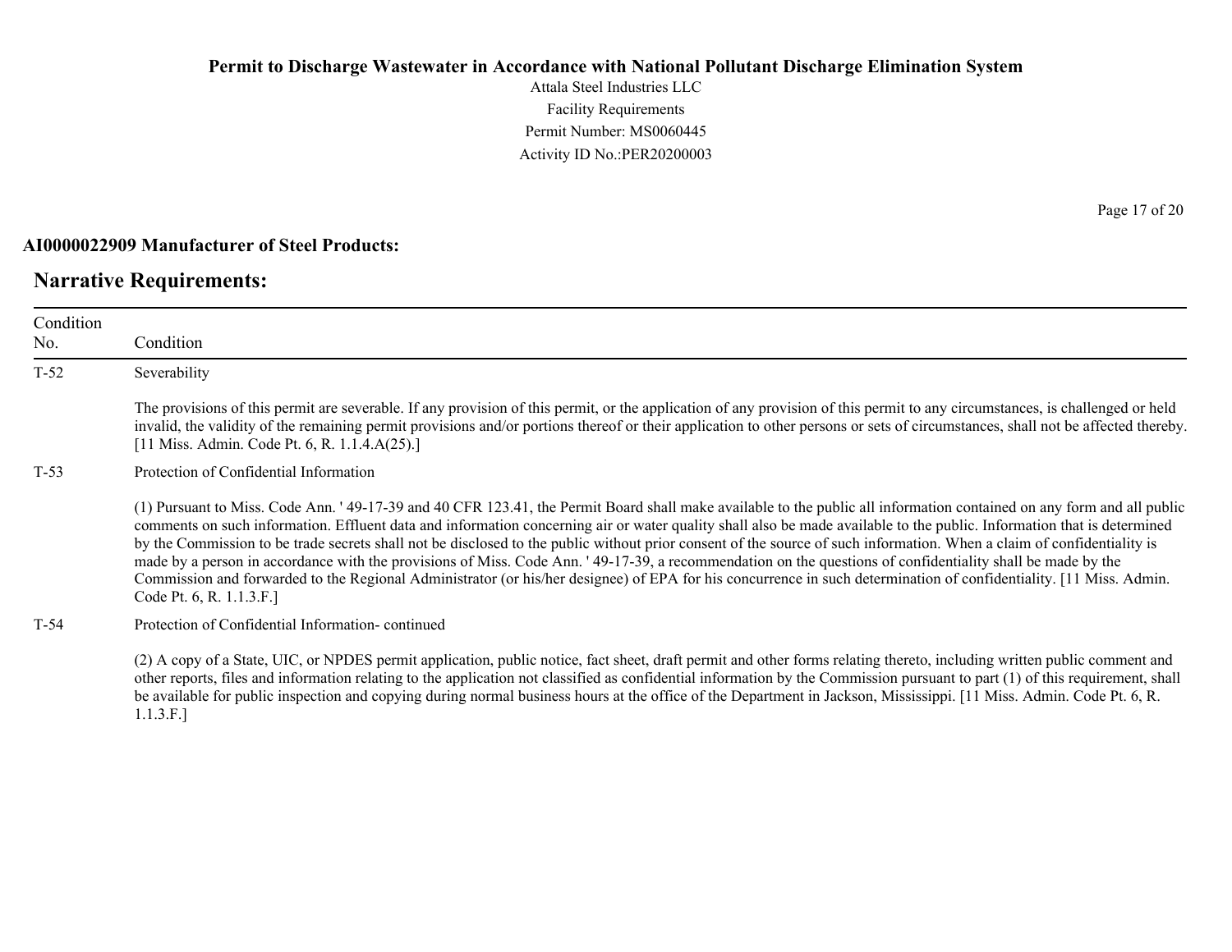**AI0000022909 Manufacturer of Steel Products:**

## Narrative Requirements:

| Condition No. | Condition |
|---|---|
| T-52 | Severability<br><br>The provisions of this permit are severable. If any provision of this permit, or the application of any provision of this permit to any circumstances, is challenged or held invalid, the validity of the remaining permit provisions and/or portions thereof or their application to other persons or sets of circumstances, shall not be affected thereby. [11 Miss. Admin. Code Pt. 6, R. 1.1.4.A(25).] |
| T-53 | Protection of Confidential Information<br><br>(1) Pursuant to Miss. Code Ann. ' 49-17-39 and 40 CFR 123.41, the Permit Board shall make available to the public all information contained on any form and all public comments on such information. Effluent data and information concerning air or water quality shall also be made available to the public. Information that is determined by the Commission to be trade secrets shall not be disclosed to the public without prior consent of the source of such information. When a claim of confidentiality is made by a person in accordance with the provisions of Miss. Code Ann. ' 49-17-39, a recommendation on the questions of confidentiality shall be made by the Commission and forwarded to the Regional Administrator (or his/her designee) of EPA for his concurrence in such determination of confidentiality. [11 Miss. Admin. Code Pt. 6, R. 1.1.3.F.] |
| T-54 | Protection of Confidential Information- continued<br><br>(2) A copy of a State, UIC, or NPDES permit application, public notice, fact sheet, draft permit and other forms relating thereto, including written public comment and other reports, files and information relating to the application not classified as confidential information by the Commission pursuant to part (1) of this requirement, shall be available for public inspection and copying during normal business hours at the office of the Department in Jackson, Mississippi. [11 Miss. Admin. Code Pt. 6, R. 1.1.3.F.] |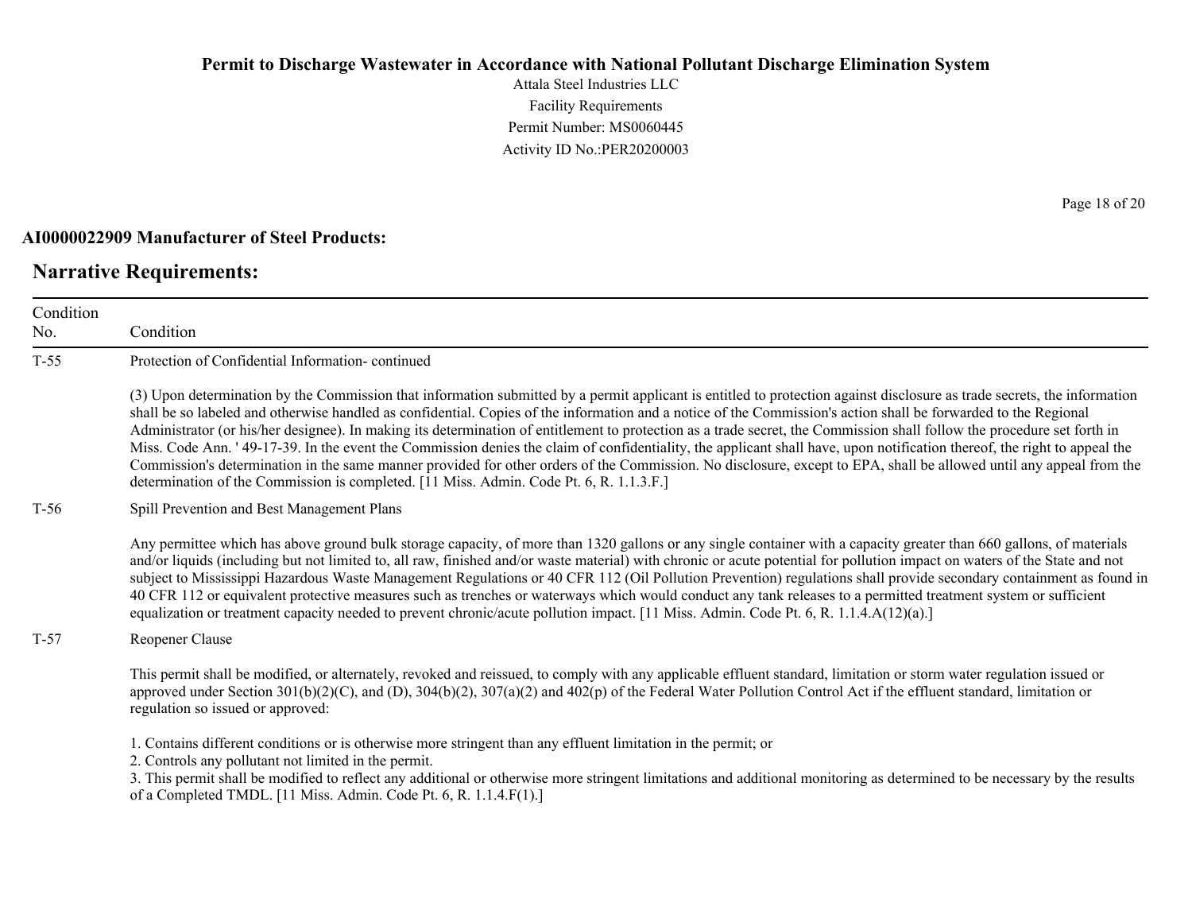**Permit to Discharge Wastewater in Accordance with National Pollutant Discharge Elimination System**

Attala Steel Industries LLC
Facility Requirements
Permit Number: MS0060445
Activity ID No.:PER20200003

**AI0000022909 Manufacturer of Steel Products:**

## Narrative Requirements:

| Condition No. | Condition |
|---|---|
| T-55 | Protection of Confidential Information- continued<br><br>(3) Upon determination by the Commission that information submitted by a permit applicant is entitled to protection against disclosure as trade secrets, the information shall be so labeled and otherwise handled as confidential. Copies of the information and a notice of the Commission's action shall be forwarded to the Regional Administrator (or his/her designee). In making its determination of entitlement to protection as a trade secret, the Commission shall follow the procedure set forth in Miss. Code Ann. ' 49-17-39. In the event the Commission denies the claim of confidentiality, the applicant shall have, upon notification thereof, the right to appeal the Commission's determination in the same manner provided for other orders of the Commission. No disclosure, except to EPA, shall be allowed until any appeal from the determination of the Commission is completed. [11 Miss. Admin. Code Pt. 6, R. 1.1.3.F.] |
| T-56 | Spill Prevention and Best Management Plans<br><br>Any permittee which has above ground bulk storage capacity, of more than 1320 gallons or any single container with a capacity greater than 660 gallons, of materials and/or liquids (including but not limited to, all raw, finished and/or waste material) with chronic or acute potential for pollution impact on waters of the State and not subject to Mississippi Hazardous Waste Management Regulations or 40 CFR 112 (Oil Pollution Prevention) regulations shall provide secondary containment as found in 40 CFR 112 or equivalent protective measures such as trenches or waterways which would conduct any tank releases to a permitted treatment system or sufficient equalization or treatment capacity needed to prevent chronic/acute pollution impact. [11 Miss. Admin. Code Pt. 6, R. 1.1.4.A(12)(a).] |
| T-57 | Reopener Clause<br><br>This permit shall be modified, or alternately, revoked and reissued, to comply with any applicable effluent standard, limitation or storm water regulation issued or approved under Section 301(b)(2)(C), and (D), 304(b)(2), 307(a)(2) and 402(p) of the Federal Water Pollution Control Act if the effluent standard, limitation or regulation so issued or approved:<br><br>1. Contains different conditions or is otherwise more stringent than any effluent limitation in the permit; or<br>2. Controls any pollutant not limited in the permit.<br>3. This permit shall be modified to reflect any additional or otherwise more stringent limitations and additional monitoring as determined to be necessary by the results of a Completed TMDL. [11 Miss. Admin. Code Pt. 6, R. 1.1.4.F(1).] |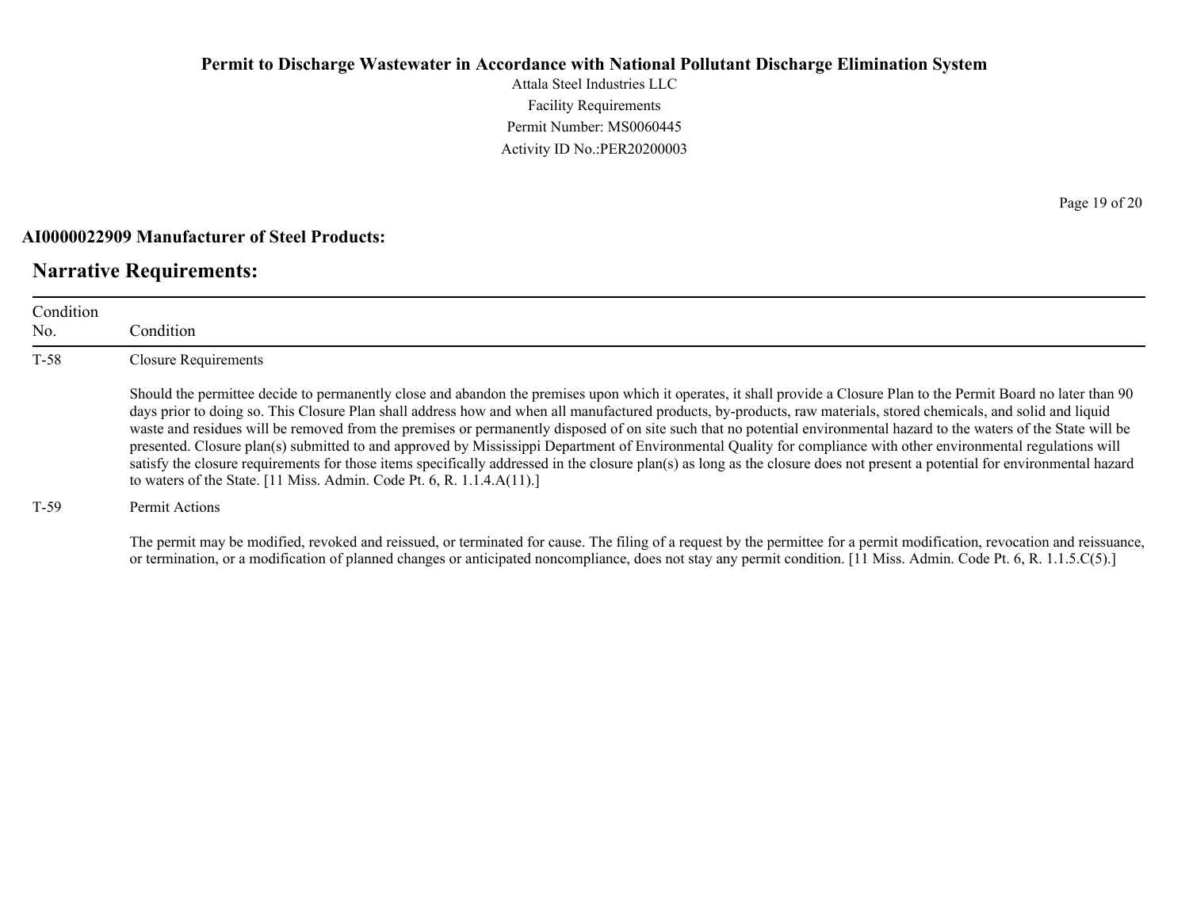**AI0000022909 Manufacturer of Steel Products:**

## Narrative Requirements:

| Condition No. | Condition |
|---|---|
| T-58 | Closure Requirements<br><br>Should the permittee decide to permanently close and abandon the premises upon which it operates, it shall provide a Closure Plan to the Permit Board no later than 90 days prior to doing so. This Closure Plan shall address how and when all manufactured products, by-products, raw materials, stored chemicals, and solid and liquid waste and residues will be removed from the premises or permanently disposed of on site such that no potential environmental hazard to the waters of the State will be presented. Closure plan(s) submitted to and approved by Mississippi Department of Environmental Quality for compliance with other environmental regulations will satisfy the closure requirements for those items specifically addressed in the closure plan(s) as long as the closure does not present a potential for environmental hazard to waters of the State. [11 Miss. Admin. Code Pt. 6, R. 1.1.4.A(11).] |
| T-59 | Permit Actions<br><br>The permit may be modified, revoked and reissued, or terminated for cause. The filing of a request by the permittee for a permit modification, revocation and reissuance, or termination, or a modification of planned changes or anticipated noncompliance, does not stay any permit condition. [11 Miss. Admin. Code Pt. 6, R. 1.1.5.C(5).] |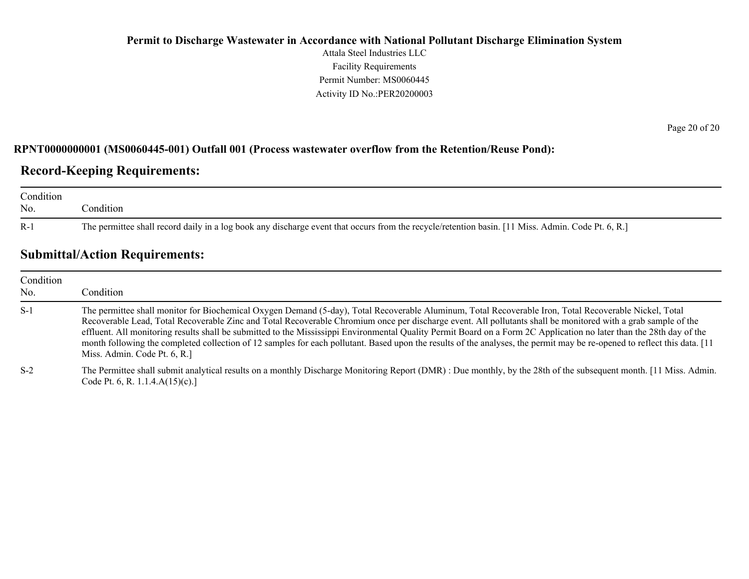**RPNT0000000001 (MS0060445-001) Outfall 001 (Process wastewater overflow from the Retention/Reuse Pond):**

## Record-Keeping Requirements:

| Condition No. | Condition |
|---|---|
| R-1 | The permittee shall record daily in a log book any discharge event that occurs from the recycle/retention basin. [11 Miss. Admin. Code Pt. 6, R.] |

## Submittal/Action Requirements:

| Condition No. | Condition |
|---|---|
| S-1 | The permittee shall monitor for Biochemical Oxygen Demand (5-day), Total Recoverable Aluminum, Total Recoverable Iron, Total Recoverable Nickel, Total Recoverable Lead, Total Recoverable Zinc and Total Recoverable Chromium once per discharge event. All pollutants shall be monitored with a grab sample of the effluent. All monitoring results shall be submitted to the Mississippi Environmental Quality Permit Board on a Form 2C Application no later than the 28th day of the month following the completed collection of 12 samples for each pollutant. Based upon the results of the analyses, the permit may be re-opened to reflect this data. [11 Miss. Admin. Code Pt. 6, R.] |
| S-2 | The Permittee shall submit analytical results on a monthly Discharge Monitoring Report (DMR) : Due monthly, by the 28th of the subsequent month. [11 Miss. Admin. Code Pt. 6, R. 1.1.4.A(15)(c).] |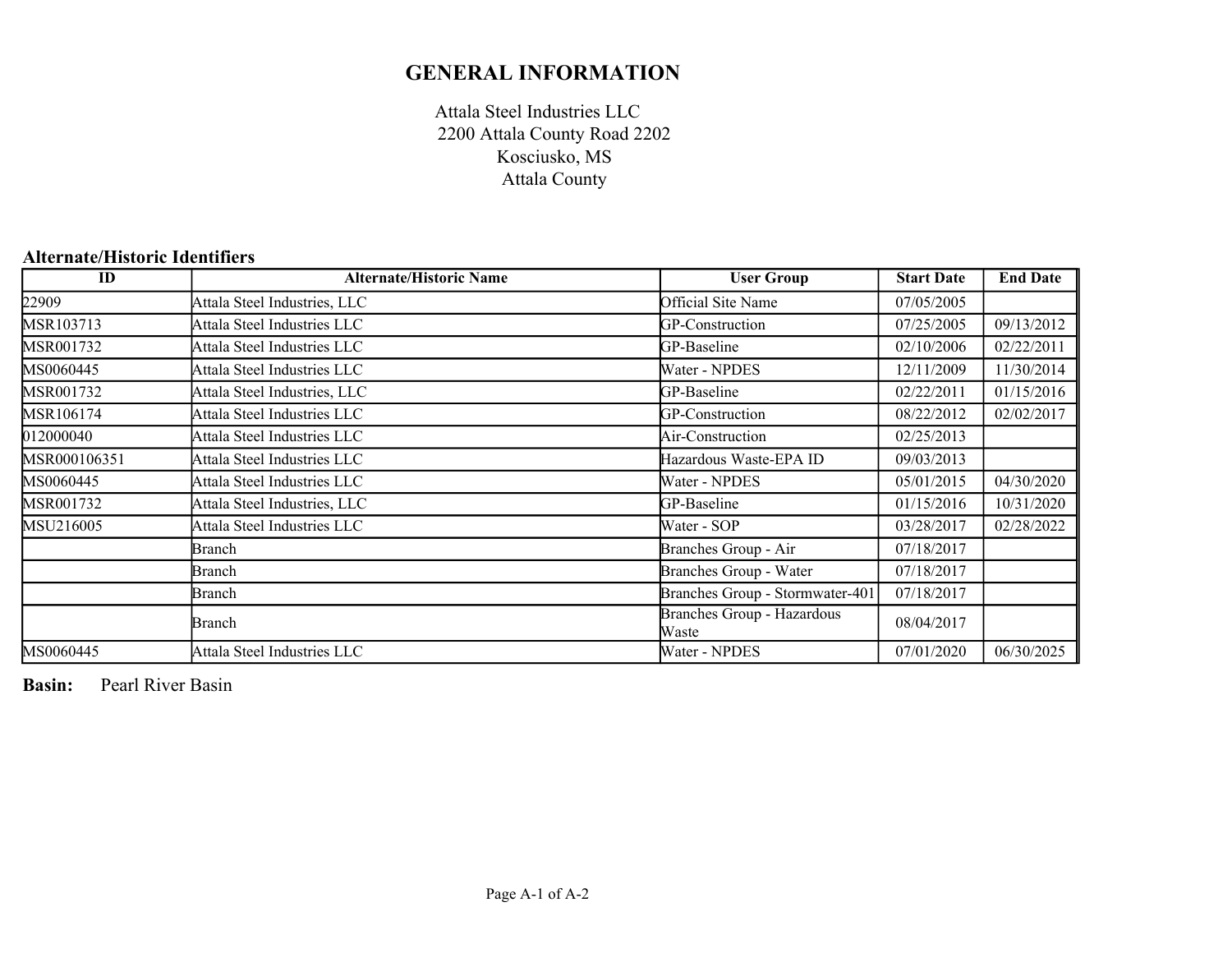# GENERAL INFORMATION

Attala Steel Industries LLC
2200 Attala County Road 2202
Kosciusko, MS
Attala County

### Alternate/Historic Identifiers

| ID | Alternate/Historic Name | User Group | Start Date | End Date |
|---|---|---|---|---|
| 22909 | Attala Steel Industries, LLC | Official Site Name | 07/05/2005 | |
| MSR103713 | Attala Steel Industries LLC | GP-Construction | 07/25/2005 | 09/13/2012 |
| MSR001732 | Attala Steel Industries LLC | GP-Baseline | 02/10/2006 | 02/22/2011 |
| MS0060445 | Attala Steel Industries LLC | Water - NPDES | 12/11/2009 | 11/30/2014 |
| MSR001732 | Attala Steel Industries, LLC | GP-Baseline | 02/22/2011 | 01/15/2016 |
| MSR106174 | Attala Steel Industries LLC | GP-Construction | 08/22/2012 | 02/02/2017 |
| 012000040 | Attala Steel Industries LLC | Air-Construction | 02/25/2013 | |
| MSR000106351 | Attala Steel Industries LLC | Hazardous Waste-EPA ID | 09/03/2013 | |
| MS0060445 | Attala Steel Industries LLC | Water - NPDES | 05/01/2015 | 04/30/2020 |
| MSR001732 | Attala Steel Industries, LLC | GP-Baseline | 01/15/2016 | 10/31/2020 |
| MSU216005 | Attala Steel Industries LLC | Water - SOP | 03/28/2017 | 02/28/2022 |
| | Branch | Branches Group - Air | 07/18/2017 | |
| | Branch | Branches Group - Water | 07/18/2017 | |
| | Branch | Branches Group - Stormwater-401 | 07/18/2017 | |
| | Branch | Branches Group - Hazardous Waste | 08/04/2017 | |
| MS0060445 | Attala Steel Industries LLC | Water - NPDES | 07/01/2020 | 06/30/2025 |

**Basin:** Pearl River Basin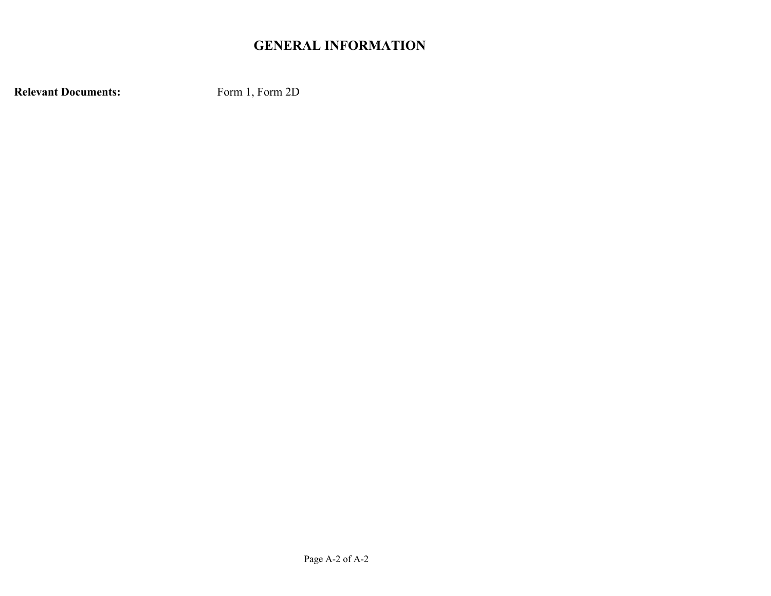# GENERAL INFORMATION

**Relevant Documents:** Form 1, Form 2D